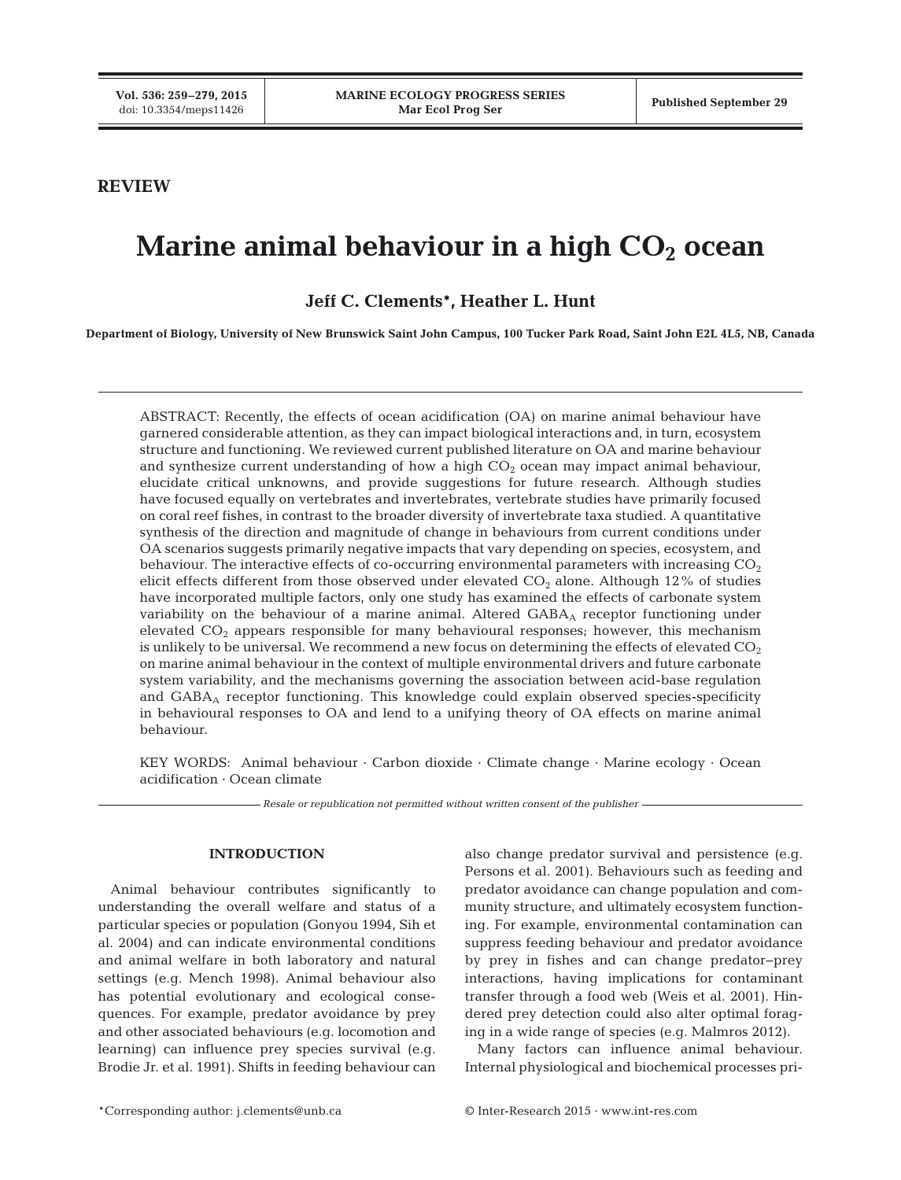## REVIEW

# Marine animal behaviour in a high $CO_2$ ocean

**Jeff C. Clements\*, Heather L. Hunt**

**Department of Biology, University of New Brunswick Saint John Campus, 100 Tucker Park Road, Saint John E2L 4L5, NB, Canada**

ABSTRACT: Recently, the effects of ocean acidification (OA) on marine animal behaviour have garnered considerable attention, as they can impact biological interactions and, in turn, ecosystem structure and functioning. We reviewed current published literature on OA and marine behaviour and synthesize current understanding of how a high $CO_2$ ocean may impact animal behaviour, elucidate critical unknowns, and provide suggestions for future research. Although studies have focused equally on vertebrates and invertebrates, vertebrate studies have primarily focused on coral reef fishes, in contrast to the broader diversity of invertebrate taxa studied. A quantitative synthesis of the direction and magnitude of change in behaviours from current conditions under OA scenarios suggests primarily negative impacts that vary depending on species, ecosystem, and behaviour. The interactive effects of co-occurring environmental parameters with increasing $CO_2$ elicit effects different from those observed under elevated $CO_2$ alone. Although 12% of studies have incorporated multiple factors, only one study has examined the effects of carbonate system variability on the behaviour of a marine animal. Altered $GABA_A$ receptor functioning under elevated $CO_2$ appears responsible for many behavioural responses; however, this mechanism is unlikely to be universal. We recommend a new focus on determining the effects of elevated $CO_2$ on marine animal behaviour in the context of multiple environmental drivers and future carbonate system variability, and the mechanisms governing the association between acid-base regulation and $GABA_A$ receptor functioning. This knowledge could explain observed species-specificity in behavioural responses to OA and lend to a unifying theory of OA effects on marine animal behaviour.

KEY WORDS: Animal behaviour · Carbon dioxide · Climate change · Marine ecology · Ocean acidification · Ocean climate

*Resale or republication not permitted without written consent of the publisher*

## INTRODUCTION

Animal behaviour contributes significantly to understanding the overall welfare and status of a particular species or population (Gonyou 1994, Sih et al. 2004) and can indicate environmental conditions and animal welfare in both laboratory and natural settings (e.g. Mench 1998). Animal behaviour also has potential evolutionary and ecological consequences. For example, predator avoidance by prey and other associated behaviours (e.g. locomotion and learning) can influence prey species survival (e.g. Brodie Jr. et al. 1991). Shifts in feeding behaviour can also change predator survival and persistence (e.g. Persons et al. 2001). Behaviours such as feeding and predator avoidance can change population and community structure, and ultimately ecosystem functioning. For example, environmental contamination can suppress feeding behaviour and predator avoidance by prey in fishes and can change predator–prey interactions, having implications for contaminant transfer through a food web (Weis et al. 2001). Hindered prey detection could also alter optimal foraging in a wide range of species (e.g. Malmros 2012).

Many factors can influence animal behaviour. Internal physiological and biochemical processes pri-

\*Corresponding author: j.clements@unb.ca

© Inter-Research 2015 · www.int-res.com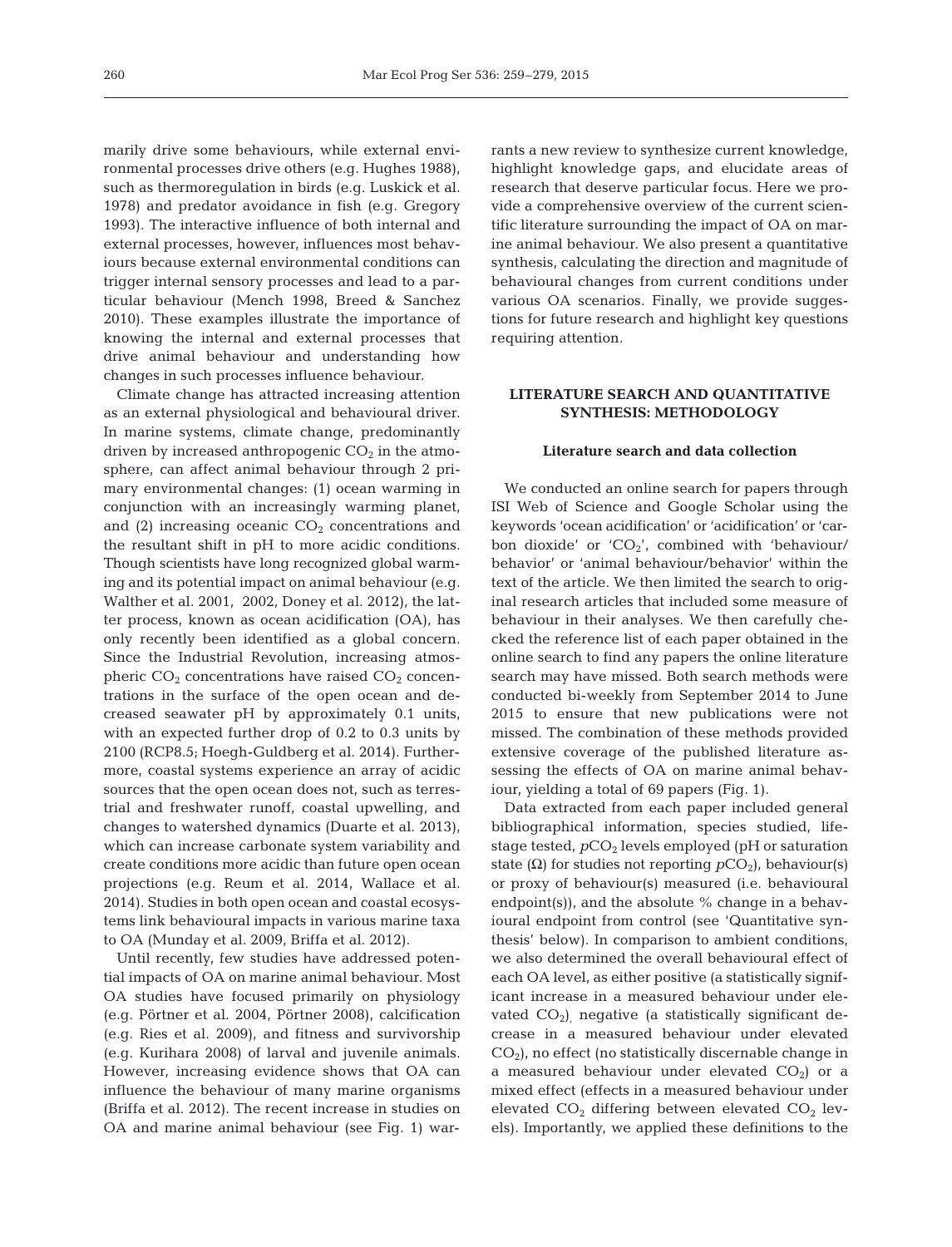marily drive some behaviours, while external environmental processes drive others (e.g. Hughes 1988), such as thermoregulation in birds (e.g. Luskick et al. 1978) and predator avoidance in fish (e.g. Gregory 1993). The interactive influence of both internal and external processes, however, influences most behaviours because external environmental conditions can trigger internal sensory processes and lead to a particular behaviour (Mench 1998, Breed & Sanchez 2010). These examples illustrate the importance of knowing the internal and external processes that drive animal behaviour and understanding how changes in such processes influence behaviour.

Climate change has attracted increasing attention as an external physiological and behavioural driver. In marine systems, climate change, predominantly driven by increased anthropogenic $CO_2$ in the atmosphere, can affect animal behaviour through 2 primary environmental changes: (1) ocean warming in conjunction with an increasingly warming planet, and (2) increasing oceanic $CO_2$ concentrations and the resultant shift in pH to more acidic conditions. Though scientists have long recognized global warming and its potential impact on animal behaviour (e.g. Walther et al. 2001, 2002, Doney et al. 2012), the latter process, known as ocean acidification (OA), has only recently been identified as a global concern. Since the Industrial Revolution, increasing atmospheric $CO_2$ concentrations have raised $CO_2$ concentrations in the surface of the open ocean and decreased seawater pH by approximately 0.1 units, with an expected further drop of 0.2 to 0.3 units by 2100 (RCP8.5; Hoegh-Guldberg et al. 2014). Furthermore, coastal systems experience an array of acidic sources that the open ocean does not, such as terrestrial and freshwater runoff, coastal upwelling, and changes to watershed dynamics (Duarte et al. 2013), which can increase carbonate system variability and create conditions more acidic than future open ocean projections (e.g. Reum et al. 2014, Wallace et al. 2014). Studies in both open ocean and coastal ecosystems link behavioural impacts in various marine taxa to OA (Munday et al. 2009, Briffa et al. 2012).

Until recently, few studies have addressed potential impacts of OA on marine animal behaviour. Most OA studies have focused primarily on physiology (e.g. Pörtner et al. 2004, Pörtner 2008), calcification (e.g. Ries et al. 2009), and fitness and survivorship (e.g. Kurihara 2008) of larval and juvenile animals. However, increasing evidence shows that OA can influence the behaviour of many marine organisms (Briffa et al. 2012). The recent increase in studies on OA and marine animal behaviour (see Fig. 1) warrants a new review to synthesize current knowledge, highlight knowledge gaps, and elucidate areas of research that deserve particular focus. Here we provide a comprehensive overview of the current scientific literature surrounding the impact of OA on marine animal behaviour. We also present a quantitative synthesis, calculating the direction and magnitude of behavioural changes from current conditions under various OA scenarios. Finally, we provide suggestions for future research and highlight key questions requiring attention.

## LITERATURE SEARCH AND QUANTITATIVE SYNTHESIS: METHODOLOGY

### Literature search and data collection

We conducted an online search for papers through ISI Web of Science and Google Scholar using the keywords 'ocean acidification' or 'acidification' or 'carbon dioxide' or '$CO_2$', combined with 'behaviour/behavior' or 'animal behaviour/behavior' within the text of the article. We then limited the search to original research articles that included some measure of behaviour in their analyses. We then carefully checked the reference list of each paper obtained in the online search to find any papers the online literature search may have missed. Both search methods were conducted bi-weekly from September 2014 to June 2015 to ensure that new publications were not missed. The combination of these methods provided extensive coverage of the published literature assessing the effects of OA on marine animal behaviour, yielding a total of 69 papers (Fig. 1).

Data extracted from each paper included general bibliographical information, species studied, life-stage tested, $pCO_2$ levels employed (pH or saturation state ($\Omega$) for studies not reporting $pCO_2$), behaviour(s) or proxy of behaviour(s) measured (i.e. behavioural endpoint(s)), and the absolute % change in a behavioural endpoint from control (see 'Quantitative synthesis' below). In comparison to ambient conditions, we also determined the overall behavioural effect of each OA level, as either positive (a statistically significant increase in a measured behaviour under elevated $CO_2$), negative (a statistically significant decrease in a measured behaviour under elevated $CO_2$), no effect (no statistically discernable change in a measured behaviour under elevated $CO_2$) or a mixed effect (effects in a measured behaviour under elevated $CO_2$ differing between elevated $CO_2$ levels). Importantly, we applied these definitions to the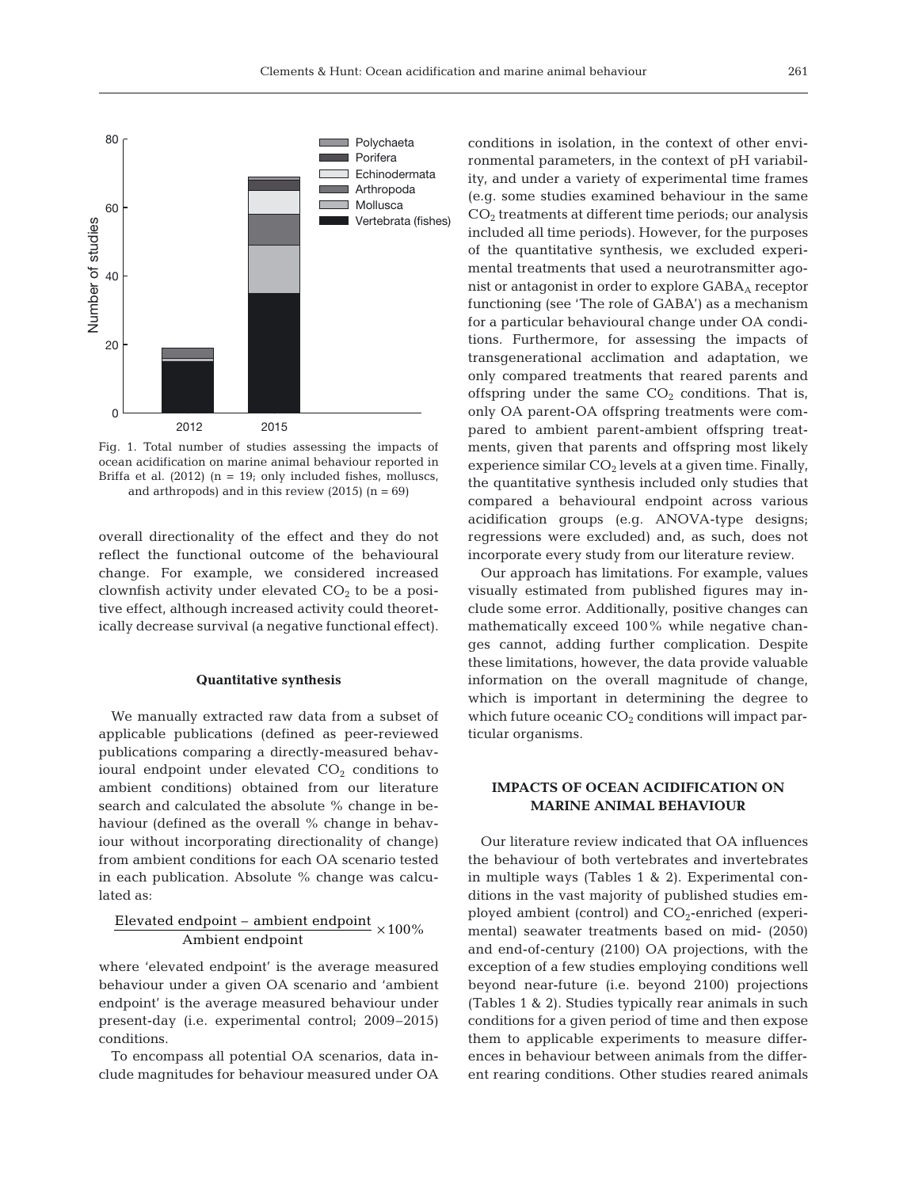Fig. 1. Total number of studies assessing the impacts of ocean acidification on marine animal behaviour reported in Briffa et al. (2012) (n = 19; only included fishes, molluscs, and arthropods) and in this review (2015) (n = 69)

overall directionality of the effect and they do not reflect the functional outcome of the behavioural change. For example, we considered increased clownfish activity under elevated $CO_2$ to be a positive effect, although increased activity could theoretically decrease survival (a negative functional effect).

### Quantitative synthesis

We manually extracted raw data from a subset of applicable publications (defined as peer-reviewed publications comparing a directly-measured behavioural endpoint under elevated $CO_2$ conditions to ambient conditions) obtained from our literature search and calculated the absolute % change in behaviour (defined as the overall % change in behaviour without incorporating directionality of change) from ambient conditions for each OA scenario tested in each publication. Absolute % change was calculated as:

$$\frac{\text{Elevated endpoint} - \text{ambient endpoint}}{\text{Ambient endpoint}} \times 100\%$$

where 'elevated endpoint' is the average measured behaviour under a given OA scenario and 'ambient endpoint' is the average measured behaviour under present-day (i.e. experimental control; 2009–2015) conditions.

To encompass all potential OA scenarios, data include magnitudes for behaviour measured under OA conditions in isolation, in the context of other environmental parameters, in the context of pH variability, and under a variety of experimental time frames (e.g. some studies examined behaviour in the same $CO_2$ treatments at different time periods; our analysis included all time periods). However, for the purposes of the quantitative synthesis, we excluded experimental treatments that used a neurotransmitter agonist or antagonist in order to explore $GABA_A$ receptor functioning (see 'The role of GABA') as a mechanism for a particular behavioural change under OA conditions. Furthermore, for assessing the impacts of transgenerational acclimation and adaptation, we only compared treatments that reared parents and offspring under the same $CO_2$ conditions. That is, only OA parent-OA offspring treatments were compared to ambient parent-ambient offspring treatments, given that parents and offspring most likely experience similar $CO_2$ levels at a given time. Finally, the quantitative synthesis included only studies that compared a behavioural endpoint across various acidification groups (e.g. ANOVA-type designs; regressions were excluded) and, as such, does not incorporate every study from our literature review.

Our approach has limitations. For example, values visually estimated from published figures may include some error. Additionally, positive changes can mathematically exceed 100% while negative changes cannot, adding further complication. Despite these limitations, however, the data provide valuable information on the overall magnitude of change, which is important in determining the degree to which future oceanic $CO_2$ conditions will impact particular organisms.

## IMPACTS OF OCEAN ACIDIFICATION ON MARINE ANIMAL BEHAVIOUR

Our literature review indicated that OA influences the behaviour of both vertebrates and invertebrates in multiple ways (Tables 1 & 2). Experimental conditions in the vast majority of published studies employed ambient (control) and $CO_2$-enriched (experimental) seawater treatments based on mid- (2050) and end-of-century (2100) OA projections, with the exception of a few studies employing conditions well beyond near-future (i.e. beyond 2100) projections (Tables 1 & 2). Studies typically rear animals in such conditions for a given period of time and then expose them to applicable experiments to measure differences in behaviour between animals from the different rearing conditions. Other studies reared animals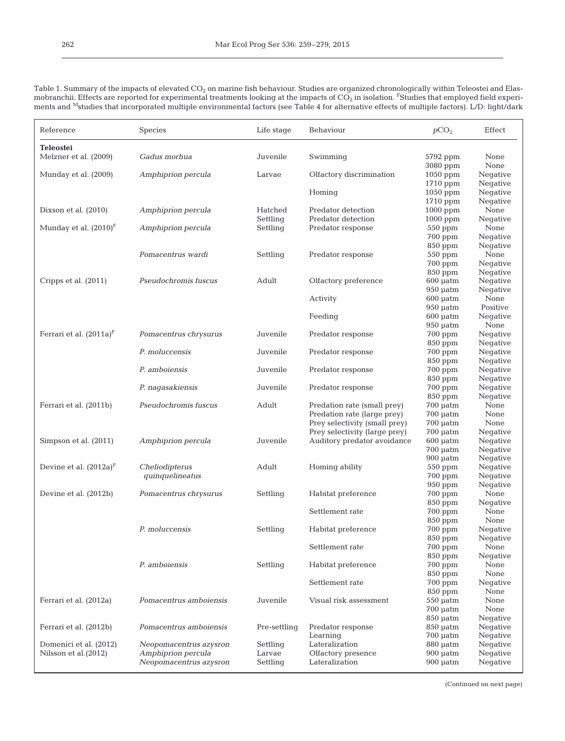Table 1. Summary of the impacts of elevated $CO_2$ on marine fish behaviour. Studies are organized chronologically within Teleostei and Elasmobranchii. Effects are reported for experimental treatments looking at the impacts of $CO_2$ in isolation. [F]Studies that employed field experiments and [M]studies that incorporated multiple environmental factors (see Table 4 for alternative effects of multiple factors). L/D: light/dark

| Reference | Species | Life stage | Behaviour | $pCO_2$ | Effect |
|---|---|---|---|---|---|
| **Teleostei** | | | | | |
| Melzner et al. (2009) | *Gadus morhua* | Juvenile | Swimming | 5792 ppm | None |
| | | | | 3080 ppm | None |
| Munday et al. (2009) | *Amphiprion percula* | Larvae | Olfactory discrimination | 1050 ppm | Negative |
| | | | | 1710 ppm | Negative |
| | | | Homing | 1050 ppm | Negative |
| | | | | 1710 ppm | Negative |
| Dixson et al. (2010) | *Amphiprion percula* | Hatched | Predator detection | 1000 ppm | None |
| | | Settling | Predator detection | 1000 ppm | Negative |
| Munday et al. (2010)[F] | *Amphiprion percula* | Settling | Predator response | 550 ppm | None |
| | | | | 700 ppm | Negative |
| | | | | 850 ppm | Negative |
| | *Pomacentrus wardi* | Settling | Predator response | 550 ppm | None |
| | | | | 700 ppm | Negative |
| | | | | 850 ppm | Negative |
| Cripps et al. (2011) | *Pseudochromis fuscus* | Adult | Olfactory preference | 600 µatm | Negative |
| | | | | 950 µatm | Negative |
| | | | Activity | 600 µatm | None |
| | | | | 950 µatm | Positive |
| | | | Feeding | 600 µatm | Negative |
| | | | | 950 µatm | None |
| Ferrari et al. (2011a)[F] | *Pomacentrus chrysurus* | Juvenile | Predator response | 700 ppm | Negative |
| | | | | 850 ppm | Negative |
| | *P. moluccensis* | Juvenile | Predator response | 700 ppm | Negative |
| | | | | 850 ppm | Negative |
| | *P. amboiensis* | Juvenile | Predator response | 700 ppm | Negative |
| | | | | 850 ppm | Negative |
| | *P. nagasakiensis* | Juvenile | Predator response | 700 ppm | Negative |
| | | | | 850 ppm | Negative |
| Ferrari et al. (2011b) | *Pseudochromis fuscus* | Adult | Predation rate (small prey) | 700 µatm | None |
| | | | Predation rate (large prey) | 700 µatm | None |
| | | | Prey selectivity (small prey) | 700 µatm | None |
| | | | Prey selectivity (large prey) | 700 µatm | Negative |
| Simpson et al. (2011) | *Amphiprion percula* | Juvenile | Auditory predator avoidance | 600 µatm | Negative |
| | | | | 700 µatm | Negative |
| | | | | 900 µatm | Negative |
| Devine et al. (2012a)[F] | *Cheliodipterus quinquelineatus* | Adult | Homing ability | 550 ppm | Negative |
| | | | | 700 ppm | Negative |
| | | | | 950 ppm | Negative |
| Devine et al. (2012b) | *Pomacentrus chrysurus* | Settling | Habitat preference | 700 ppm | None |
| | | | | 850 ppm | Negative |
| | | | Settlement rate | 700 ppm | None |
| | | | | 850 ppm | None |
| | *P. moluccensis* | Settling | Habitat preference | 700 ppm | Negative |
| | | | | 850 ppm | Negative |
| | | | Settlement rate | 700 ppm | None |
| | | | | 850 ppm | Negative |
| | *P. amboiensis* | Settling | Habitat preference | 700 ppm | None |
| | | | | 850 ppm | None |
| | | | Settlement rate | 700 ppm | Negative |
| | | | | 850 ppm | None |
| Ferrari et al. (2012a) | *Pomacentrus amboiensis* | Juvenile | Visual risk assessment | 550 µatm | None |
| | | | | 700 µatm | None |
| | | | | 850 µatm | Negative |
| Ferrari et al. (2012b) | *Pomacentrus amboiensis* | Pre-settling | Predator response | 850 µatm | Negative |
| | | | Learning | 700 µatm | Negative |
| Domenici et al. (2012) | *Neopomacentrus azysron* | Settling | Lateralization | 880 µatm | Negative |
| Nilsson et al.(2012) | *Amphiprion percula* | Larvae | Olfactory presence | 900 µatm | Negative |
| | *Neopomacentrus azysron* | Settling | Lateralization | 900 µatm | Negative |

(Continued on next page)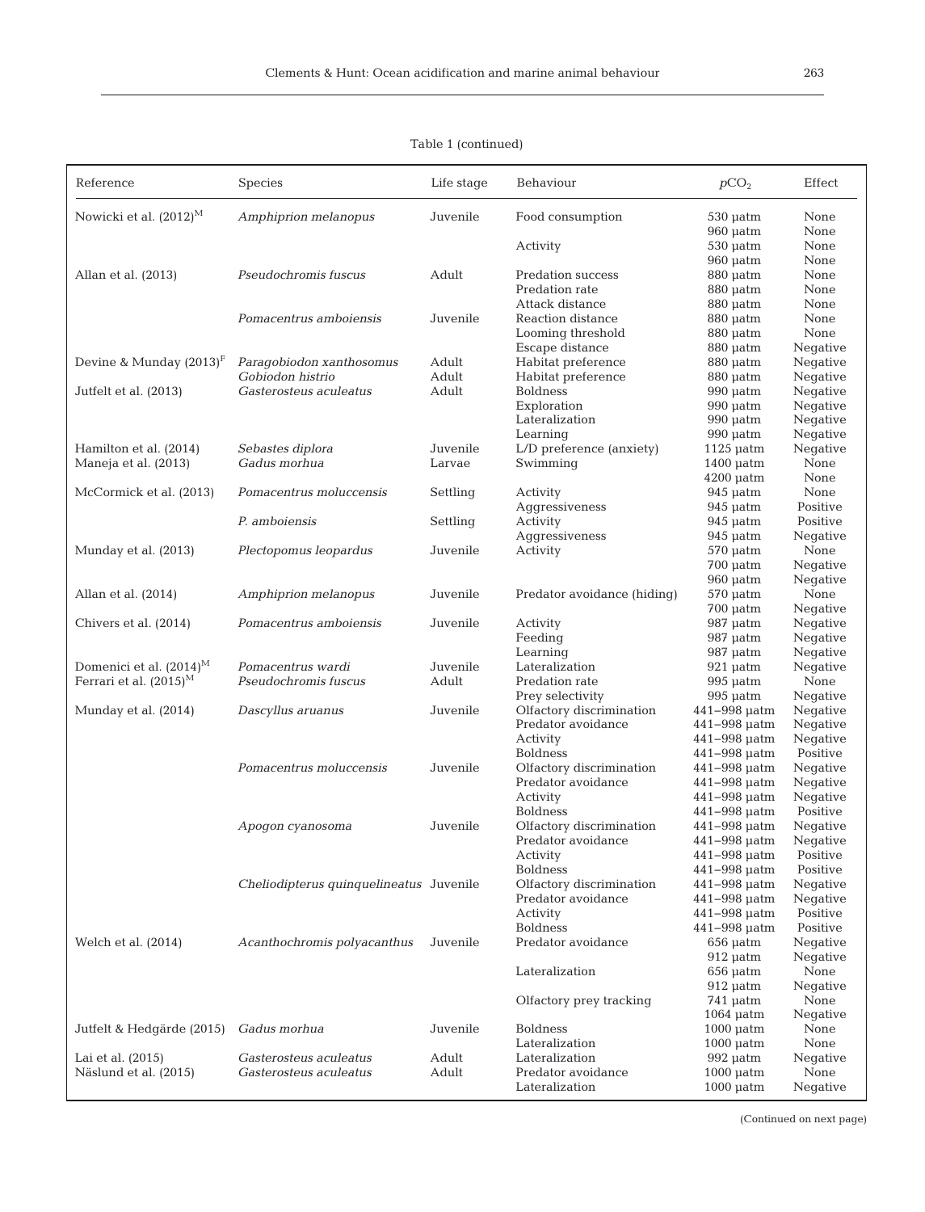Table 1 (continued)

| Reference | Species | Life stage | Behaviour | $pCO_2$ | Effect |
|---|---|---|---|---|---|
| Nowicki et al. (2012)[M] | *Amphiprion melanopus* | Juvenile | Food consumption | 530 µatm | None |
| | | | | 960 µatm | None |
| | | | Activity | 530 µatm | None |
| | | | | 960 µatm | None |
| Allan et al. (2013) | *Pseudochromis fuscus* | Adult | Predation success | 880 µatm | None |
| | | | Predation rate | 880 µatm | None |
| | | | Attack distance | 880 µatm | None |
| | *Pomacentrus amboiensis* | Juvenile | Reaction distance | 880 µatm | None |
| | | | Looming threshold | 880 µatm | None |
| | | | Escape distance | 880 µatm | Negative |
| Devine & Munday (2013)[F] | *Paragobiodon xanthosomus* | Adult | Habitat preference | 880 µatm | Negative |
| | *Gobiodon histrio* | Adult | Habitat preference | 880 µatm | Negative |
| Jutfelt et al. (2013) | *Gasterosteus aculeatus* | Adult | Boldness | 990 µatm | Negative |
| | | | Exploration | 990 µatm | Negative |
| | | | Lateralization | 990 µatm | Negative |
| | | | Learning | 990 µatm | Negative |
| Hamilton et al. (2014) | *Sebastes diplora* | Juvenile | L/D preference (anxiety) | 1125 µatm | Negative |
| Maneja et al. (2013) | *Gadus morhua* | Larvae | Swimming | 1400 µatm | None |
| | | | | 4200 µatm | None |
| McCormick et al. (2013) | *Pomacentrus moluccensis* | Settling | Activity | 945 µatm | None |
| | | | Aggressiveness | 945 µatm | Positive |
| | *P. amboiensis* | Settling | Activity | 945 µatm | Positive |
| | | | Aggressiveness | 945 µatm | Negative |
| Munday et al. (2013) | *Plectopomus leopardus* | Juvenile | Activity | 570 µatm | None |
| | | | | 700 µatm | Negative |
| | | | | 960 µatm | Negative |
| Allan et al. (2014) | *Amphiprion melanopus* | Juvenile | Predator avoidance (hiding) | 570 µatm | None |
| | | | | 700 µatm | Negative |
| Chivers et al. (2014) | *Pomacentrus amboiensis* | Juvenile | Activity | 987 µatm | Negative |
| | | | Feeding | 987 µatm | Negative |
| | | | Learning | 987 µatm | Negative |
| Domenici et al. (2014)[M] | *Pomacentrus wardi* | Juvenile | Lateralization | 921 µatm | Negative |
| Ferrari et al. (2015)[M] | *Pseudochromis fuscus* | Adult | Predation rate | 995 µatm | None |
| | | | Prey selectivity | 995 µatm | Negative |
| Munday et al. (2014) | *Dascyllus aruanus* | Juvenile | Olfactory discrimination | 441–998 µatm | Negative |
| | | | Predator avoidance | 441–998 µatm | Negative |
| | | | Activity | 441–998 µatm | Negative |
| | | | Boldness | 441–998 µatm | Positive |
| | *Pomacentrus moluccensis* | Juvenile | Olfactory discrimination | 441–998 µatm | Negative |
| | | | Predator avoidance | 441–998 µatm | Negative |
| | | | Activity | 441–998 µatm | Negative |
| | | | Boldness | 441–998 µatm | Positive |
| | *Apogon cyanosoma* | Juvenile | Olfactory discrimination | 441–998 µatm | Negative |
| | | | Predator avoidance | 441–998 µatm | Negative |
| | | | Activity | 441–998 µatm | Positive |
| | | | Boldness | 441–998 µatm | Positive |
| | *Cheliodipterus quinquelineatus* | Juvenile | Olfactory discrimination | 441–998 µatm | Negative |
| | | | Predator avoidance | 441–998 µatm | Negative |
| | | | Activity | 441–998 µatm | Positive |
| | | | Boldness | 441–998 µatm | Positive |
| Welch et al. (2014) | *Acanthochromis polyacanthus* | Juvenile | Predator avoidance | 656 µatm | Negative |
| | | | | 912 µatm | Negative |
| | | | Lateralization | 656 µatm | None |
| | | | | 912 µatm | Negative |
| | | | Olfactory prey tracking | 741 µatm | None |
| | | | | 1064 µatm | Negative |
| Jutfelt & Hedgärde (2015) | *Gadus morhua* | Juvenile | Boldness | 1000 µatm | None |
| | | | Lateralization | 1000 µatm | None |
| Lai et al. (2015) | *Gasterosteus aculeatus* | Adult | Lateralization | 992 µatm | Negative |
| Näslund et al. (2015) | *Gasterosteus aculeatus* | Adult | Predator avoidance | 1000 µatm | None |
| | | | Lateralization | 1000 µatm | Negative |

(Continued on next page)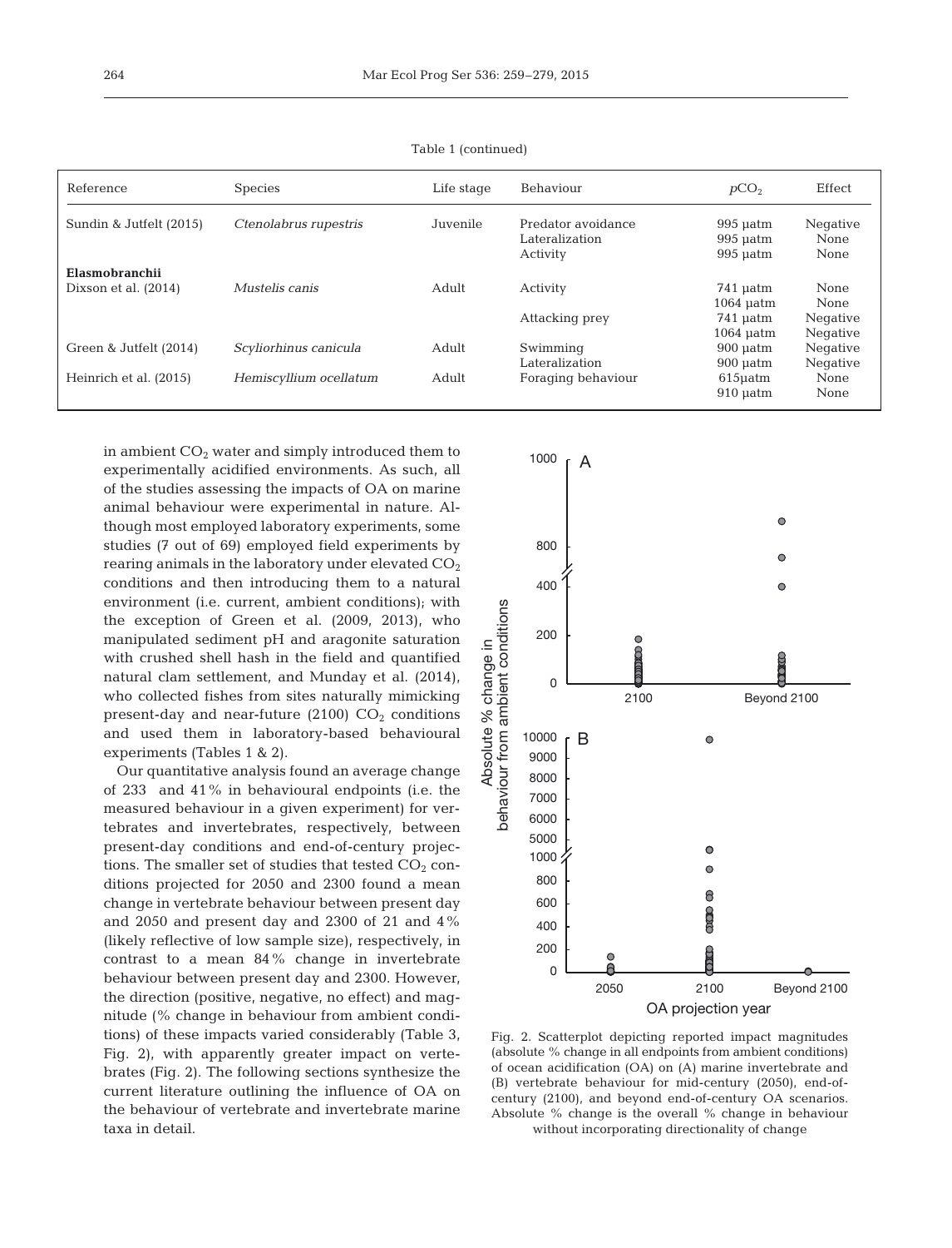Table 1 (continued)

| Reference | Species | Life stage | Behaviour | $pCO_2$ | Effect |
|---|---|---|---|---|---|
| Sundin & Jutfelt (2015) | *Ctenolabrus rupestris* | Juvenile | Predator avoidance | 995 µatm | Negative |
| | | | Lateralization | 995 µatm | None |
| | | | Activity | 995 µatm | None |
| **Elasmobranchii** | | | | | |
| Dixson et al. (2014) | *Mustelis canis* | Adult | Activity | 741 µatm | None |
| | | | | 1064 µatm | None |
| | | | Attacking prey | 741 µatm | Negative |
| | | | | 1064 µatm | Negative |
| Green & Jutfelt (2014) | *Scyliorhinus canicula* | Adult | Swimming | 900 µatm | Negative |
| | | | Lateralization | 900 µatm | Negative |
| Heinrich et al. (2015) | *Hemiscyllium ocellatum* | Adult | Foraging behaviour | 615µatm | None |
| | | | | 910 µatm | None |

in ambient $CO_2$ water and simply introduced them to experimentally acidified environments. As such, all of the studies assessing the impacts of OA on marine animal behaviour were experimental in nature. Although most employed laboratory experiments, some studies (7 out of 69) employed field experiments by rearing animals in the laboratory under elevated $CO_2$ conditions and then introducing them to a natural environment (i.e. current, ambient conditions); with the exception of Green et al. (2009, 2013), who manipulated sediment pH and aragonite saturation with crushed shell hash in the field and quantified natural clam settlement, and Munday et al. (2014), who collected fishes from sites naturally mimicking present-day and near-future (2100) $CO_2$ conditions and used them in laboratory-based behavioural experiments (Tables 1 & 2).

Our quantitative analysis found an average change of 233 and 41% in behavioural endpoints (i.e. the measured behaviour in a given experiment) for vertebrates and invertebrates, respectively, between present-day conditions and end-of-century projections. The smaller set of studies that tested $CO_2$ conditions projected for 2050 and 2300 found a mean change in vertebrate behaviour between present day and 2050 and present day and 2300 of 21 and 4% (likely reflective of low sample size), respectively, in contrast to a mean 84% change in invertebrate behaviour between present day and 2300. However, the direction (positive, negative, no effect) and magnitude (% change in behaviour from ambient conditions) of these impacts varied considerably (Table 3, Fig. 2), with apparently greater impact on vertebrates (Fig. 2). The following sections synthesize the current literature outlining the influence of OA on the behaviour of vertebrate and invertebrate marine taxa in detail.

Fig. 2. Scatterplot depicting reported impact magnitudes (absolute % change in all endpoints from ambient conditions) of ocean acidification (OA) on (A) marine invertebrate and (B) vertebrate behaviour for mid-century (2050), end-of-century (2100), and beyond end-of-century OA scenarios. Absolute % change is the overall % change in behaviour without incorporating directionality of change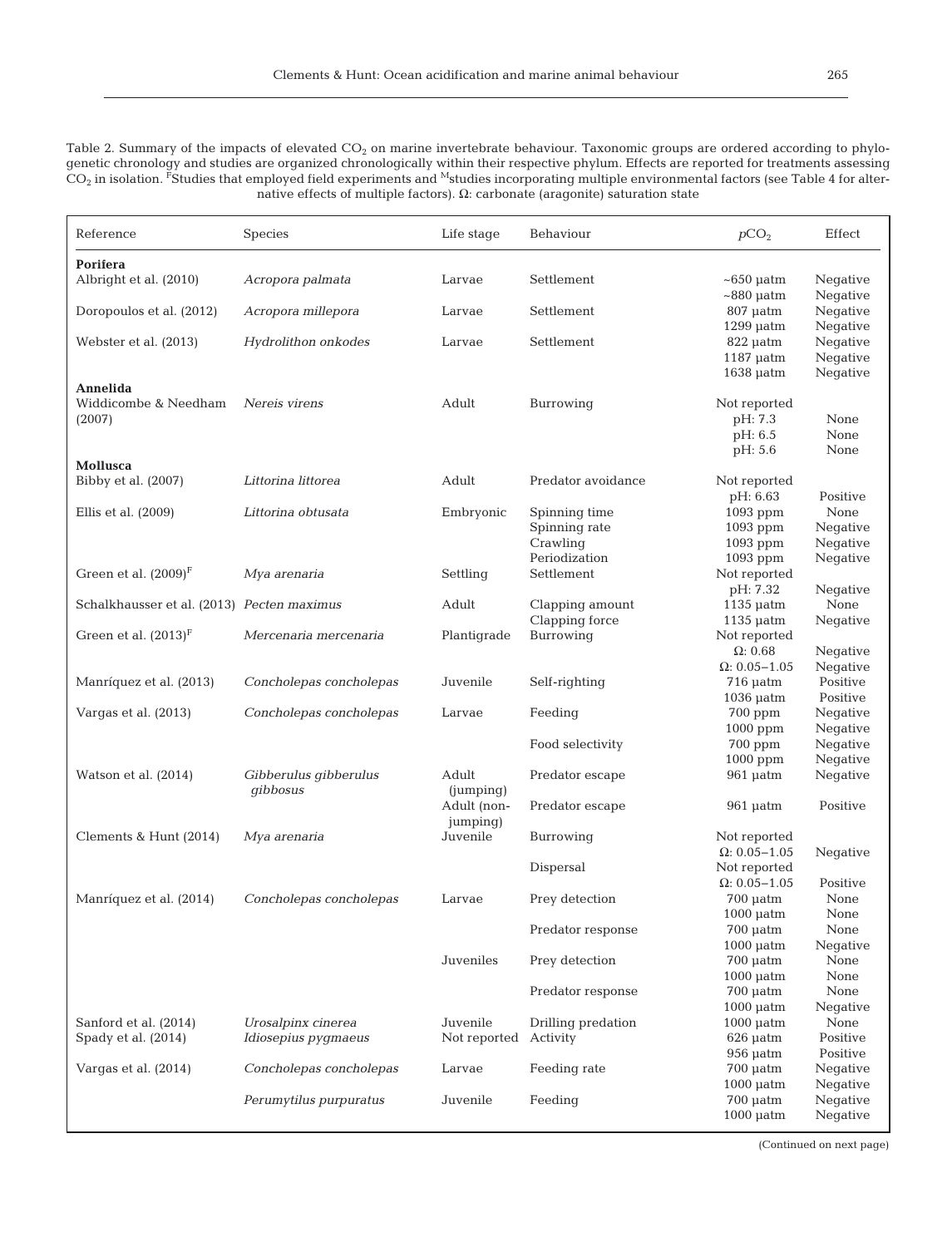Table 2. Summary of the impacts of elevated $CO_2$ on marine invertebrate behaviour. Taxonomic groups are ordered according to phylogenetic chronology and studies are organized chronologically within their respective phylum. Effects are reported for treatments assessing $CO_2$ in isolation. [F]Studies that employed field experiments and [M]studies incorporating multiple environmental factors (see Table 4 for alternative effects of multiple factors). Ω: carbonate (aragonite) saturation state

| Reference | Species | Life stage | Behaviour | $pCO_2$ | Effect |
|---|---|---|---|---|---|
| **Porifera** | | | | | |
| Albright et al. (2010) | *Acropora palmata* | Larvae | Settlement | ~650 µatm | Negative |
| | | | | ~880 µatm | Negative |
| Doropoulos et al. (2012) | *Acropora millepora* | Larvae | Settlement | 807 µatm | Negative |
| | | | | 1299 µatm | Negative |
| Webster et al. (2013) | *Hydrolithon onkodes* | Larvae | Settlement | 822 µatm | Negative |
| | | | | 1187 µatm | Negative |
| | | | | 1638 µatm | Negative |
| **Annelida** | | | | | |
| Widdicombe & Needham (2007) | *Nereis virens* | Adult | Burrowing | Not reported | |
| | | | | pH: 7.3 | None |
| | | | | pH: 6.5 | None |
| | | | | pH: 5.6 | None |
| **Mollusca** | | | | | |
| Bibby et al. (2007) | *Littorina littorea* | Adult | Predator avoidance | Not reported | |
| | | | | pH: 6.63 | Positive |
| Ellis et al. (2009) | *Littorina obtusata* | Embryonic | Spinning time | 1093 ppm | None |
| | | | Spinning rate | 1093 ppm | Negative |
| | | | Crawling | 1093 ppm | Negative |
| | | | Periodization | 1093 ppm | Negative |
| Green et al. (2009)[F] | *Mya arenaria* | Settling | Settlement | Not reported | |
| | | | | pH: 7.32 | Negative |
| Schalkhausser et al. (2013) | *Pecten maximus* | Adult | Clapping amount | 1135 µatm | None |
| | | | Clapping force | 1135 µatm | Negative |
| Green et al. (2013)[F] | *Mercenaria mercenaria* | Plantigrade | Burrowing | Not reported | |
| | | | | Ω: 0.68 | Negative |
| | | | | Ω: 0.05–1.05 | Negative |
| Manríquez et al. (2013) | *Concholepas concholepas* | Juvenile | Self-righting | 716 µatm | Positive |
| | | | | 1036 µatm | Positive |
| Vargas et al. (2013) | *Concholepas concholepas* | Larvae | Feeding | 700 ppm | Negative |
| | | | | 1000 ppm | Negative |
| | | | Food selectivity | 700 ppm | Negative |
| | | | | 1000 ppm | Negative |
| Watson et al. (2014) | *Gibberulus gibberulus gibbosus* | Adult (jumping) | Predator escape | 961 µatm | Negative |
| | | Adult (non-jumping) | Predator escape | 961 µatm | Positive |
| Clements & Hunt (2014) | *Mya arenaria* | Juvenile | Burrowing | Not reported | |
| | | | | Ω: 0.05–1.05 | Negative |
| | | | Dispersal | Not reported | |
| | | | | Ω: 0.05–1.05 | Positive |
| Manríquez et al. (2014) | *Concholepas concholepas* | Larvae | Prey detection | 700 µatm | None |
| | | | | 1000 µatm | None |
| | | | Predator response | 700 µatm | None |
| | | | | 1000 µatm | Negative |
| | | Juveniles | Prey detection | 700 µatm | None |
| | | | | 1000 µatm | None |
| | | | Predator response | 700 µatm | None |
| | | | | 1000 µatm | Negative |
| Sanford et al. (2014) | *Urosalpinx cinerea* | Juvenile | Drilling predation | 1000 µatm | None |
| Spady et al. (2014) | *Idiosepius pygmaeus* | Not reported | Activity | 626 µatm | Positive |
| | | | | 956 µatm | Positive |
| Vargas et al. (2014) | *Concholepas concholepas* | Larvae | Feeding rate | 700 µatm | Negative |
| | | | | 1000 µatm | Negative |
| | *Perumytilus purpuratus* | Juvenile | Feeding | 700 µatm | Negative |
| | | | | 1000 µatm | Negative |

(Continued on next page)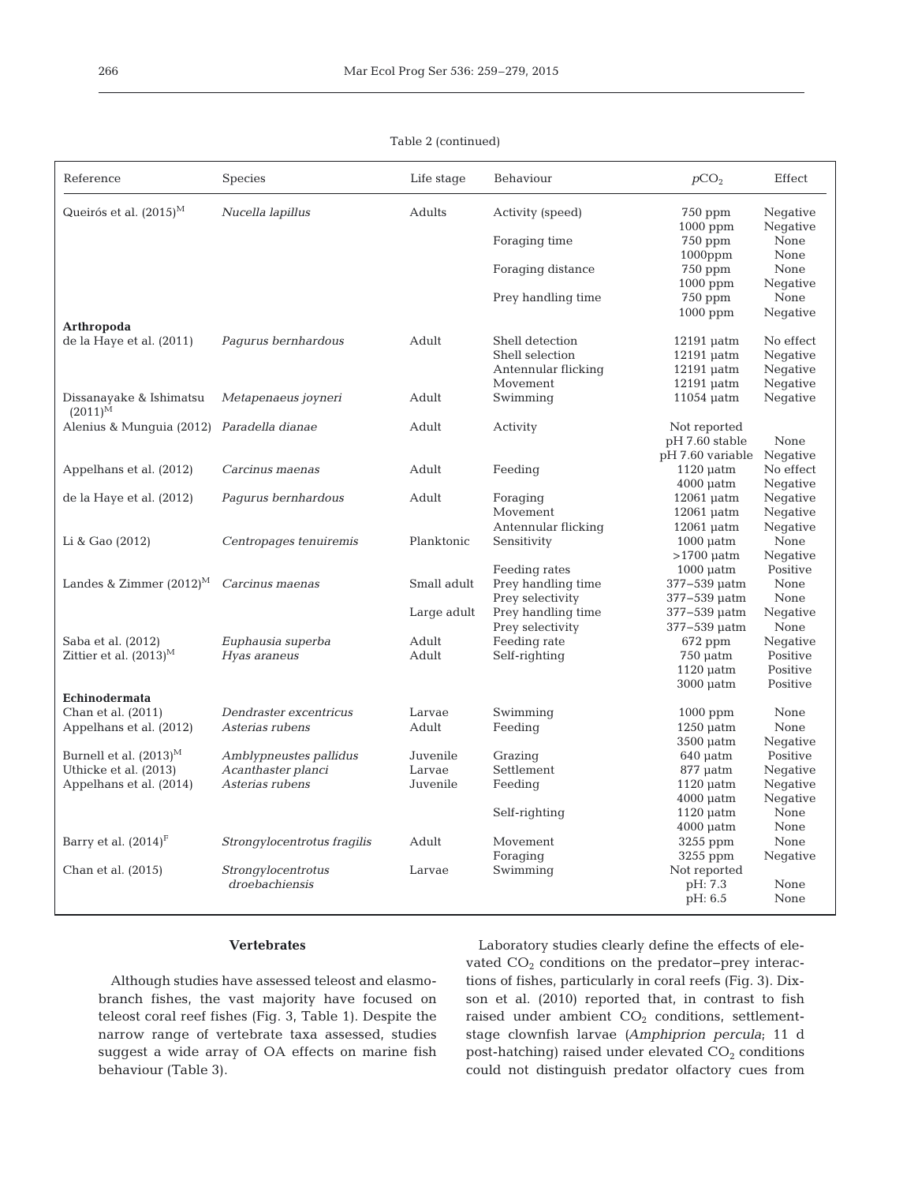Table 2 (continued)

| Reference | Species | Life stage | Behaviour | $pCO_2$ | Effect |
|---|---|---|---|---|---|
| Queirós et al. (2015)[M] | *Nucella lapillus* | Adults | Activity (speed) | 750 ppm | Negative |
| | | | | 1000 ppm | Negative |
| | | | Foraging time | 750 ppm | None |
| | | | | 1000ppm | None |
| | | | Foraging distance | 750 ppm | None |
| | | | | 1000 ppm | Negative |
| | | | Prey handling time | 750 ppm | None |
| | | | | 1000 ppm | Negative |
| **Arthropoda** | | | | | |
| de la Haye et al. (2011) | *Pagurus bernhardous* | Adult | Shell detection | 12191 µatm | No effect |
| | | | Shell selection | 12191 µatm | Negative |
| | | | Antennular flicking | 12191 µatm | Negative |
| | | | Movement | 12191 µatm | Negative |
| Dissanayake & Ishimatsu (2011)[M] | *Metapenaeus joyneri* | Adult | Swimming | 11054 µatm | Negative |
| Alenius & Munguia (2012) | *Paradella dianae* | Adult | Activity | Not reported | |
| | | | | pH 7.60 stable | None |
| | | | | pH 7.60 variable | Negative |
| Appelhans et al. (2012) | *Carcinus maenas* | Adult | Feeding | 1120 µatm | No effect |
| | | | | 4000 µatm | Negative |
| de la Haye et al. (2012) | *Pagurus bernhardous* | Adult | Foraging | 12061 µatm | Negative |
| | | | Movement | 12061 µatm | Negative |
| | | | Antennular flicking | 12061 µatm | Negative |
| Li & Gao (2012) | *Centropages tenuiremis* | Planktonic | Sensitivity | 1000 µatm | None |
| | | | | >1700 µatm | Negative |
| | | | Feeding rates | 1000 µatm | Positive |
| Landes & Zimmer (2012)[M] | *Carcinus maenas* | Small adult | Prey handling time | 377–539 µatm | None |
| | | | Prey selectivity | 377–539 µatm | None |
| | | Large adult | Prey handling time | 377–539 µatm | Negative |
| | | | Prey selectivity | 377–539 µatm | None |
| Saba et al. (2012) | *Euphausia superba* | Adult | Feeding rate | 672 ppm | Negative |
| Zittier et al. (2013)[M] | *Hyas araneus* | Adult | Self-righting | 750 µatm | Positive |
| | | | | 1120 µatm | Positive |
| | | | | 3000 µatm | Positive |
| **Echinodermata** | | | | | |
| Chan et al. (2011) | *Dendraster excentricus* | Larvae | Swimming | 1000 ppm | None |
| Appelhans et al. (2012) | *Asterias rubens* | Adult | Feeding | 1250 µatm | None |
| | | | | 3500 µatm | Negative |
| Burnell et al. (2013)[M] | *Amblypneustes pallidus* | Juvenile | Grazing | 640 µatm | Positive |
| Uthicke et al. (2013) | *Acanthaster planci* | Larvae | Settlement | 877 µatm | Negative |
| Appelhans et al. (2014) | *Asterias rubens* | Juvenile | Feeding | 1120 µatm | Negative |
| | | | | 4000 µatm | Negative |
| | | | Self-righting | 1120 µatm | None |
| | | | | 4000 µatm | None |
| Barry et al. (2014)[F] | *Strongylocentrotus fragilis* | Adult | Movement | 3255 ppm | None |
| | | | Foraging | 3255 ppm | Negative |
| Chan et al. (2015) | *Strongylocentrotus droebachiensis* | Larvae | Swimming | Not reported | |
| | | | | pH: 7.3 | None |
| | | | | pH: 6.5 | None |

### Vertebrates

Although studies have assessed teleost and elasmobranch fishes, the vast majority have focused on teleost coral reef fishes (Fig. 3, Table 1). Despite the narrow range of vertebrate taxa assessed, studies suggest a wide array of OA effects on marine fish behaviour (Table 3).

Laboratory studies clearly define the effects of elevated $CO_2$ conditions on the predator–prey interactions of fishes, particularly in coral reefs (Fig. 3). Dixson et al. (2010) reported that, in contrast to fish raised under ambient $CO_2$ conditions, settlement-stage clownfish larvae (*Amphiprion percula*; 11 d post-hatching) raised under elevated $CO_2$ conditions could not distinguish predator olfactory cues from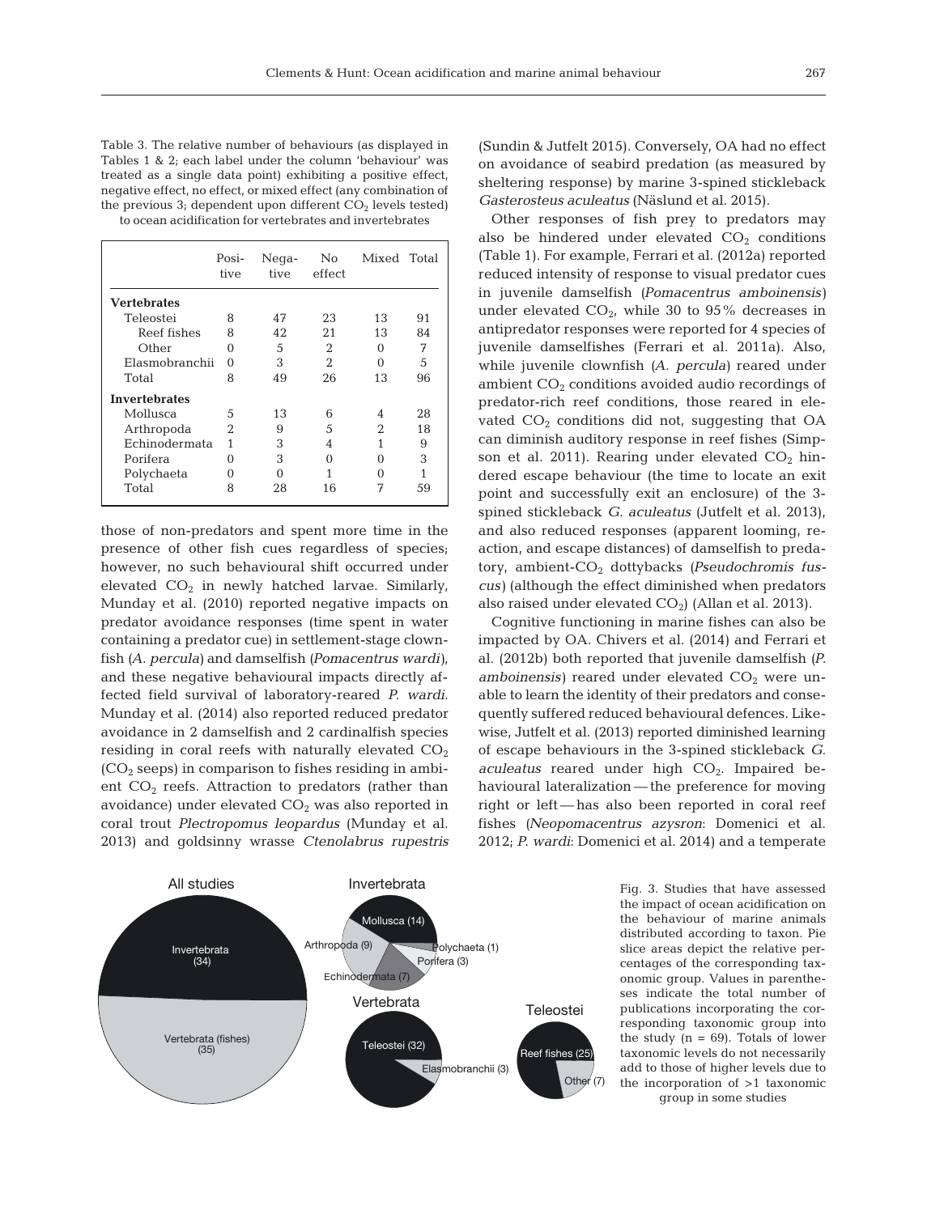Table 3. The relative number of behaviours (as displayed in Tables 1 & 2; each label under the column 'behaviour' was treated as a single data point) exhibiting a positive effect, negative effect, no effect, or mixed effect (any combination of the previous 3; dependent upon different $CO_2$ levels tested) to ocean acidification for vertebrates and invertebrates

| | Positive | Negative | No effect | Mixed | Total |
|---|---|---|---|---|---|
| **Vertebrates** | | | | | |
| Teleostei | 8 | 47 | 23 | 13 | 91 |
| Reef fishes | 8 | 42 | 21 | 13 | 84 |
| Other | 0 | 5 | 2 | 0 | 7 |
| Elasmobranchii | 0 | 3 | 2 | 0 | 5 |
| Total | 8 | 49 | 26 | 13 | 96 |
| **Invertebrates** | | | | | |
| Mollusca | 5 | 13 | 6 | 4 | 28 |
| Arthropoda | 2 | 9 | 5 | 2 | 18 |
| Echinodermata | 1 | 3 | 4 | 1 | 9 |
| Porifera | 0 | 3 | 0 | 0 | 3 |
| Polychaeta | 0 | 0 | 1 | 0 | 1 |
| Total | 8 | 28 | 16 | 7 | 59 |

those of non-predators and spent more time in the presence of other fish cues regardless of species; however, no such behavioural shift occurred under elevated $CO_2$ in newly hatched larvae. Similarly, Munday et al. (2010) reported negative impacts on predator avoidance responses (time spent in water containing a predator cue) in settlement-stage clownfish (*A. percula*) and damselfish (*Pomacentrus wardi*), and these negative behavioural impacts directly affected field survival of laboratory-reared *P. wardi*. Munday et al. (2014) also reported reduced predator avoidance in 2 damselfish and 2 cardinalfish species residing in coral reefs with naturally elevated $CO_2$ ($CO_2$ seeps) in comparison to fishes residing in ambient $CO_2$ reefs. Attraction to predators (rather than avoidance) under elevated $CO_2$ was also reported in coral trout *Plectropomus leopardus* (Munday et al. 2013) and goldsinny wrasse *Ctenolabrus rupestris* (Sundin & Jutfelt 2015). Conversely, OA had no effect on avoidance of seabird predation (as measured by sheltering response) by marine 3-spined stickleback *Gasterosteus aculeatus* (Näslund et al. 2015).

Other responses of fish prey to predators may also be hindered under elevated $CO_2$ conditions (Table 1). For example, Ferrari et al. (2012a) reported reduced intensity of response to visual predator cues in juvenile damselfish (*Pomacentrus amboinensis*) under elevated $CO_2$, while 30 to 95% decreases in antipredator responses were reported for 4 species of juvenile damselfishes (Ferrari et al. 2011a). Also, while juvenile clownfish (*A. percula*) reared under ambient $CO_2$ conditions avoided audio recordings of predator-rich reef conditions, those reared in elevated $CO_2$ conditions did not, suggesting that OA can diminish auditory response in reef fishes (Simpson et al. 2011). Rearing under elevated $CO_2$ hindered escape behaviour (the time to locate an exit point and successfully exit an enclosure) of the 3-spined stickleback *G. aculeatus* (Jutfelt et al. 2013), and also reduced responses (apparent looming, reaction, and escape distances) of damselfish to predatory, ambient-$CO_2$ dottybacks (*Pseudochromis fuscus*) (although the effect diminished when predators also raised under elevated $CO_2$) (Allan et al. 2013).

Cognitive functioning in marine fishes can also be impacted by OA. Chivers et al. (2014) and Ferrari et al. (2012b) both reported that juvenile damselfish (*P. amboinensis*) reared under elevated $CO_2$ were unable to learn the identity of their predators and consequently suffered reduced behavioural defences. Likewise, Jutfelt et al. (2013) reported diminished learning of escape behaviours in the 3-spined stickleback *G. aculeatus* reared under high $CO_2$. Impaired behavioural lateralization — the preference for moving right or left — has also been reported in coral reef fishes (*Neopomacentrus azysron*: Domenici et al. 2012; *P. wardi*: Domenici et al. 2014) and a temperate

Fig. 3. Studies that have assessed the impact of ocean acidification on the behaviour of marine animals distributed according to taxon. Pie slice areas depict the relative percentages of the corresponding taxonomic group. Values in parentheses indicate the total number of publications incorporating the corresponding taxonomic group into the study (n = 69). Totals of lower taxonomic levels do not necessarily add to those of higher levels due to the incorporation of >1 taxonomic group in some studies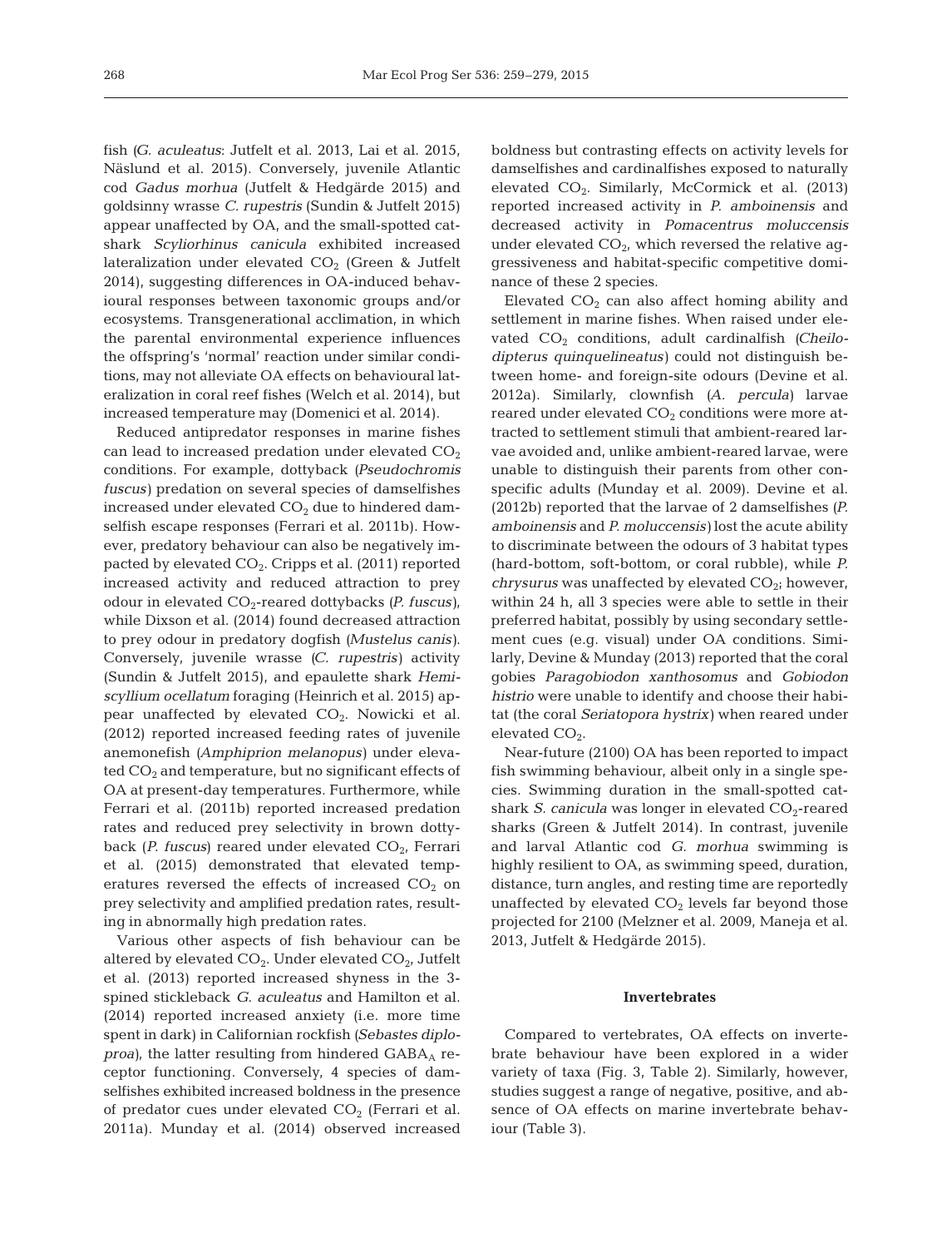fish (*G. aculeatus*: Jutfelt et al. 2013, Lai et al. 2015, Näslund et al. 2015). Conversely, juvenile Atlantic cod *Gadus morhua* (Jutfelt & Hedgärde 2015) and goldsinny wrasse *C. rupestris* (Sundin & Jutfelt 2015) appear unaffected by OA, and the small-spotted catshark *Scyliorhinus canicula* exhibited increased lateralization under elevated $CO_2$ (Green & Jutfelt 2014), suggesting differences in OA-induced behavioural responses between taxonomic groups and/or ecosystems. Transgenerational acclimation, in which the parental environmental experience influences the offspring's 'normal' reaction under similar conditions, may not alleviate OA effects on behavioural lateralization in coral reef fishes (Welch et al. 2014), but increased temperature may (Domenici et al. 2014).

Reduced antipredator responses in marine fishes can lead to increased predation under elevated $CO_2$ conditions. For example, dottyback (*Pseudochromis fuscus*) predation on several species of damselfishes increased under elevated $CO_2$ due to hindered damselfish escape responses (Ferrari et al. 2011b). However, predatory behaviour can also be negatively impacted by elevated $CO_2$. Cripps et al. (2011) reported increased activity and reduced attraction to prey odour in elevated $CO_2$-reared dottybacks (*P. fuscus*), while Dixson et al. (2014) found decreased attraction to prey odour in predatory dogfish (*Mustelus canis*). Conversely, juvenile wrasse (*C. rupestris*) activity (Sundin & Jutfelt 2015), and epaulette shark *Hemiscyllium ocellatum* foraging (Heinrich et al. 2015) appear unaffected by elevated $CO_2$. Nowicki et al. (2012) reported increased feeding rates of juvenile anemonefish (*Amphiprion melanopus*) under elevated $CO_2$ and temperature, but no significant effects of OA at present-day temperatures. Furthermore, while Ferrari et al. (2011b) reported increased predation rates and reduced prey selectivity in brown dottyback (*P. fuscus*) reared under elevated $CO_2$, Ferrari et al. (2015) demonstrated that elevated temperatures reversed the effects of increased $CO_2$ on prey selectivity and amplified predation rates, resulting in abnormally high predation rates.

Various other aspects of fish behaviour can be altered by elevated $CO_2$. Under elevated $CO_2$, Jutfelt et al. (2013) reported increased shyness in the 3-spined stickleback *G. aculeatus* and Hamilton et al. (2014) reported increased anxiety (i.e. more time spent in dark) in Californian rockfish (*Sebastes diploproa*), the latter resulting from hindered $GABA_A$ receptor functioning. Conversely, 4 species of damselfishes exhibited increased boldness in the presence of predator cues under elevated $CO_2$ (Ferrari et al. 2011a). Munday et al. (2014) observed increased boldness but contrasting effects on activity levels for damselfishes and cardinalfishes exposed to naturally elevated $CO_2$. Similarly, McCormick et al. (2013) reported increased activity in *P. amboinensis* and decreased activity in *Pomacentrus moluccensis* under elevated $CO_2$, which reversed the relative aggressiveness and habitat-specific competitive dominance of these 2 species.

Elevated $CO_2$ can also affect homing ability and settlement in marine fishes. When raised under elevated $CO_2$ conditions, adult cardinalfish (*Cheilodipterus quinquelineatus*) could not distinguish between home- and foreign-site odours (Devine et al. 2012a). Similarly, clownfish (*A. percula*) larvae reared under elevated $CO_2$ conditions were more attracted to settlement stimuli that ambient-reared larvae avoided and, unlike ambient-reared larvae, were unable to distinguish their parents from other conspecific adults (Munday et al. 2009). Devine et al. (2012b) reported that the larvae of 2 damselfishes (*P. amboinensis* and *P. moluccensis*) lost the acute ability to discriminate between the odours of 3 habitat types (hard-bottom, soft-bottom, or coral rubble), while *P. chrysurus* was unaffected by elevated $CO_2$; however, within 24 h, all 3 species were able to settle in their preferred habitat, possibly by using secondary settlement cues (e.g. visual) under OA conditions. Similarly, Devine & Munday (2013) reported that the coral gobies *Paragobiodon xanthosomus* and *Gobiodon histrio* were unable to identify and choose their habitat (the coral *Seriatopora hystrix*) when reared under elevated $CO_2$.

Near-future (2100) OA has been reported to impact fish swimming behaviour, albeit only in a single species. Swimming duration in the small-spotted catshark *S. canicula* was longer in elevated $CO_2$-reared sharks (Green & Jutfelt 2014). In contrast, juvenile and larval Atlantic cod *G. morhua* swimming is highly resilient to OA, as swimming speed, duration, distance, turn angles, and resting time are reportedly unaffected by elevated $CO_2$ levels far beyond those projected for 2100 (Melzner et al. 2009, Maneja et al. 2013, Jutfelt & Hedgärde 2015).

### Invertebrates

Compared to vertebrates, OA effects on invertebrate behaviour have been explored in a wider variety of taxa (Fig. 3, Table 2). Similarly, however, studies suggest a range of negative, positive, and absence of OA effects on marine invertebrate behaviour (Table 3).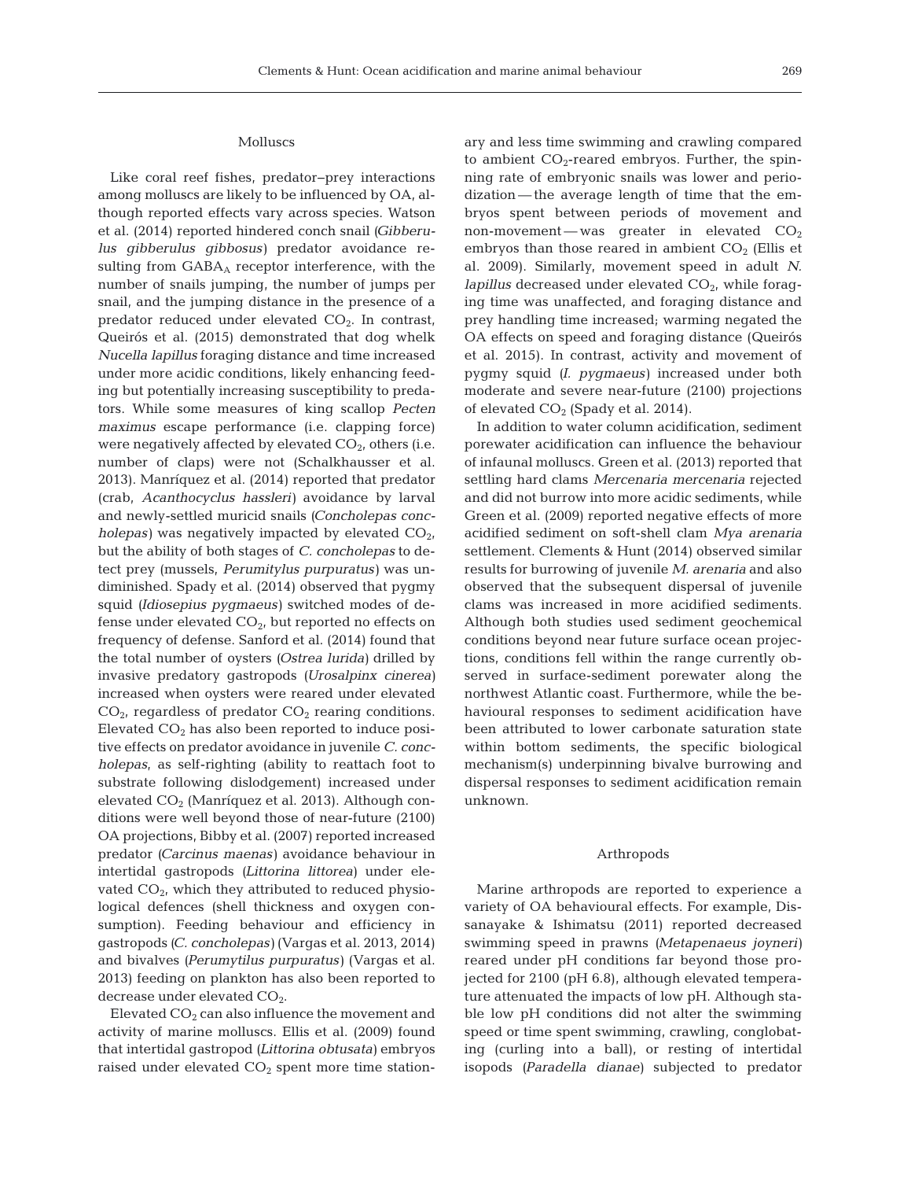### Molluscs

Like coral reef fishes, predator–prey interactions among molluscs are likely to be influenced by OA, although reported effects vary across species. Watson et al. (2014) reported hindered conch snail (*Gibberulus gibberulus gibbosus*) predator avoidance resulting from $GABA_A$ receptor interference, with the number of snails jumping, the number of jumps per snail, and the jumping distance in the presence of a predator reduced under elevated $CO_2$. In contrast, Queirós et al. (2015) demonstrated that dog whelk *Nucella lapillus* foraging distance and time increased under more acidic conditions, likely enhancing feeding but potentially increasing susceptibility to predators. While some measures of king scallop *Pecten maximus* escape performance (i.e. clapping force) were negatively affected by elevated $CO_2$, others (i.e. number of claps) were not (Schalkhausser et al. 2013). Manríquez et al. (2014) reported that predator (crab, *Acanthocyclus hassleri*) avoidance by larval and newly-settled muricid snails (*Concholepas concholepas*) was negatively impacted by elevated $CO_2$, but the ability of both stages of *C. concholepas* to detect prey (mussels, *Perumytilus purpuratus*) was undiminished. Spady et al. (2014) observed that pygmy squid (*Idiosepius pygmaeus*) switched modes of defense under elevated $CO_2$, but reported no effects on frequency of defense. Sanford et al. (2014) found that the total number of oysters (*Ostrea lurida*) drilled by invasive predatory gastropods (*Urosalpinx cinerea*) increased when oysters were reared under elevated $CO_2$, regardless of predator $CO_2$ rearing conditions. Elevated $CO_2$ has also been reported to induce positive effects on predator avoidance in juvenile *C. concholepas*, as self-righting (ability to reattach foot to substrate following dislodgement) increased under elevated $CO_2$ (Manríquez et al. 2013). Although conditions were well beyond those of near-future (2100) OA projections, Bibby et al. (2007) reported increased predator (*Carcinus maenas*) avoidance behaviour in intertidal gastropods (*Littorina littorea*) under elevated $CO_2$, which they attributed to reduced physiological defences (shell thickness and oxygen consumption). Feeding behaviour and efficiency in gastropods (*C. concholepas*) (Vargas et al. 2013, 2014) and bivalves (*Perumytilus purpuratus*) (Vargas et al. 2013) feeding on plankton has also been reported to decrease under elevated $CO_2$.

Elevated $CO_2$ can also influence the movement and activity of marine molluscs. Ellis et al. (2009) found that intertidal gastropod (*Littorina obtusata*) embryos raised under elevated $CO_2$ spent more time stationary and less time swimming and crawling compared to ambient $CO_2$-reared embryos. Further, the spinning rate of embryonic snails was lower and periodization — the average length of time that the embryos spent between periods of movement and non-movement — was greater in elevated $CO_2$ embryos than those reared in ambient $CO_2$ (Ellis et al. 2009). Similarly, movement speed in adult *N. lapillus* decreased under elevated $CO_2$, while foraging time was unaffected, and foraging distance and prey handling time increased; warming negated the OA effects on speed and foraging distance (Queirós et al. 2015). In contrast, activity and movement of pygmy squid (*I. pygmaeus*) increased under both moderate and severe near-future (2100) projections of elevated $CO_2$ (Spady et al. 2014).

In addition to water column acidification, sediment porewater acidification can influence the behaviour of infaunal molluscs. Green et al. (2013) reported that settling hard clams *Mercenaria mercenaria* rejected and did not burrow into more acidic sediments, while Green et al. (2009) reported negative effects of more acidified sediment on soft-shell clam *Mya arenaria* settlement. Clements & Hunt (2014) observed similar results for burrowing of juvenile *M. arenaria* and also observed that the subsequent dispersal of juvenile clams was increased in more acidified sediments. Although both studies used sediment geochemical conditions beyond near future surface ocean projections, conditions fell within the range currently observed in surface-sediment porewater along the northwest Atlantic coast. Furthermore, while the behavioural responses to sediment acidification have been attributed to lower carbonate saturation state within bottom sediments, the specific biological mechanism(s) underpinning bivalve burrowing and dispersal responses to sediment acidification remain unknown.

### Arthropods

Marine arthropods are reported to experience a variety of OA behavioural effects. For example, Dissanayake & Ishimatsu (2011) reported decreased swimming speed in prawns (*Metapenaeus joyneri*) reared under pH conditions far beyond those projected for 2100 (pH 6.8), although elevated temperature attenuated the impacts of low pH. Although stable low pH conditions did not alter the swimming speed or time spent swimming, crawling, conglobating (curling into a ball), or resting of intertidal isopods (*Paradella dianae*) subjected to predator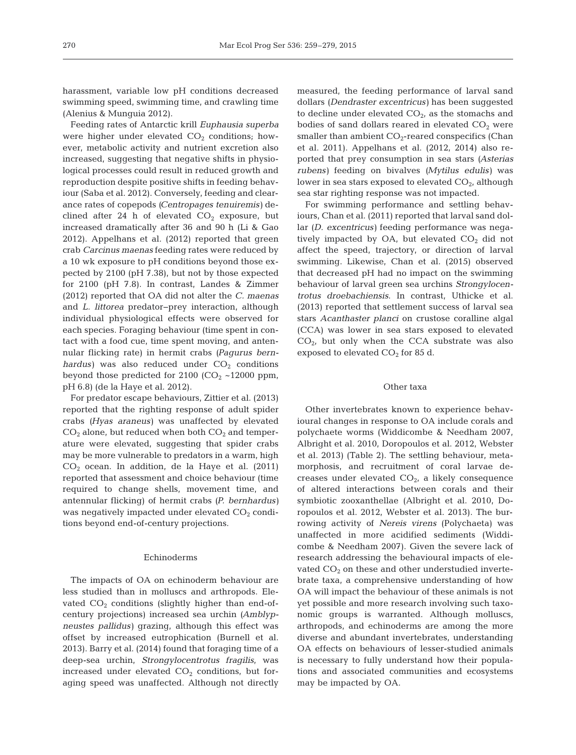harassment, variable low pH conditions decreased swimming speed, swimming time, and crawling time (Alenius & Munguia 2012).

Feeding rates of Antarctic krill *Euphausia superba* were higher under elevated $CO_2$ conditions; however, metabolic activity and nutrient excretion also increased, suggesting that negative shifts in physiological processes could result in reduced growth and reproduction despite positive shifts in feeding behaviour (Saba et al. 2012). Conversely, feeding and clearance rates of copepods (*Centropages tenuiremis*) declined after 24 h of elevated $CO_2$ exposure, but increased dramatically after 36 and 90 h (Li & Gao 2012). Appelhans et al. (2012) reported that green crab *Carcinus maenas* feeding rates were reduced by a 10 wk exposure to pH conditions beyond those expected by 2100 (pH 7.38), but not by those expected for 2100 (pH 7.8). In contrast, Landes & Zimmer (2012) reported that OA did not alter the *C. maenas* and *L. littorea* predator–prey interaction, although individual physiological effects were observed for each species. Foraging behaviour (time spent in contact with a food cue, time spent moving, and antennular flicking rate) in hermit crabs (*Pagurus bernhardus*) was also reduced under $CO_2$ conditions beyond those predicted for 2100 ($CO_2$ ~12000 ppm, pH 6.8) (de la Haye et al. 2012).

For predator escape behaviours, Zittier et al. (2013) reported that the righting response of adult spider crabs (*Hyas araneus*) was unaffected by elevated $CO_2$ alone, but reduced when both $CO_2$ and temperature were elevated, suggesting that spider crabs may be more vulnerable to predators in a warm, high $CO_2$ ocean. In addition, de la Haye et al. (2011) reported that assessment and choice behaviour (time required to change shells, movement time, and antennular flicking) of hermit crabs (*P. bernhardus*) was negatively impacted under elevated $CO_2$ conditions beyond end-of-century projections.

### Echinoderms

The impacts of OA on echinoderm behaviour are less studied than in molluscs and arthropods. Elevated $CO_2$ conditions (slightly higher than end-of-century projections) increased sea urchin (*Amblypneustes pallidus*) grazing, although this effect was offset by increased eutrophication (Burnell et al. 2013). Barry et al. (2014) found that foraging time of a deep-sea urchin, *Strongylocentrotus fragilis*, was increased under elevated $CO_2$ conditions, but foraging speed was unaffected. Although not directly measured, the feeding performance of larval sand dollars (*Dendraster excentricus*) has been suggested to decline under elevated $CO_2$, as the stomachs and bodies of sand dollars reared in elevated $CO_2$ were smaller than ambient $CO_2$-reared conspecifics (Chan et al. 2011). Appelhans et al. (2012, 2014) also reported that prey consumption in sea stars (*Asterias rubens*) feeding on bivalves (*Mytilus edulis*) was lower in sea stars exposed to elevated $CO_2$, although sea star righting response was not impacted.

For swimming performance and settling behaviours, Chan et al. (2011) reported that larval sand dollar (*D. excentricus*) feeding performance was negatively impacted by OA, but elevated $CO_2$ did not affect the speed, trajectory, or direction of larval swimming. Likewise, Chan et al. (2015) observed that decreased pH had no impact on the swimming behaviour of larval green sea urchins *Strongylocentrotus droebachiensis*. In contrast, Uthicke et al. (2013) reported that settlement success of larval sea stars *Acanthaster planci* on crustose coralline algal (CCA) was lower in sea stars exposed to elevated $CO_2$, but only when the CCA substrate was also exposed to elevated $CO_2$ for 85 d.

### Other taxa

Other invertebrates known to experience behavioural changes in response to OA include corals and polychaete worms (Widdicombe & Needham 2007, Albright et al. 2010, Doropoulos et al. 2012, Webster et al. 2013) (Table 2). The settling behaviour, metamorphosis, and recruitment of coral larvae decreases under elevated $CO_2$, a likely consequence of altered interactions between corals and their symbiotic zooxanthellae (Albright et al. 2010, Doropoulos et al. 2012, Webster et al. 2013). The burrowing activity of *Nereis virens* (Polychaeta) was unaffected in more acidified sediments (Widdicombe & Needham 2007). Given the severe lack of research addressing the behavioural impacts of elevated $CO_2$ on these and other understudied invertebrate taxa, a comprehensive understanding of how OA will impact the behaviour of these animals is not yet possible and more research involving such taxonomic groups is warranted. Although molluscs, arthropods, and echinoderms are among the more diverse and abundant invertebrates, understanding OA effects on behaviours of lesser-studied animals is necessary to fully understand how their populations and associated communities and ecosystems may be impacted by OA.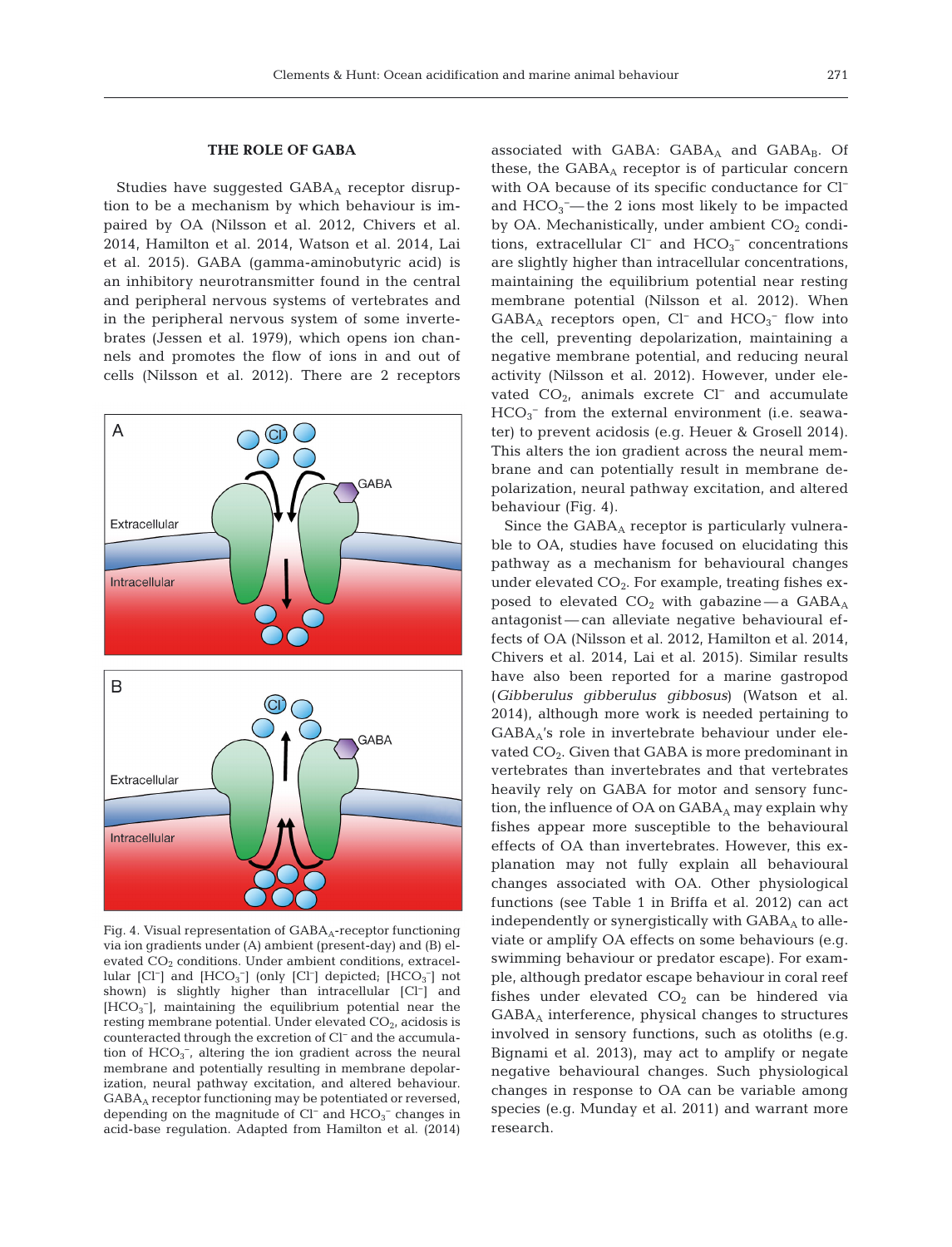## THE ROLE OF GABA

Studies have suggested $GABA_A$ receptor disruption to be a mechanism by which behaviour is impaired by OA (Nilsson et al. 2012, Chivers et al. 2014, Hamilton et al. 2014, Watson et al. 2014, Lai et al. 2015). GABA (gamma-aminobutyric acid) is an inhibitory neurotransmitter found in the central and peripheral nervous systems of vertebrates and in the peripheral nervous system of some invertebrates (Jessen et al. 1979), which opens ion channels and promotes the flow of ions in and out of cells (Nilsson et al. 2012). There are 2 receptors associated with GABA: $GABA_A$ and $GABA_B$. Of these, the $GABA_A$ receptor is of particular concern with OA because of its specific conductance for $Cl^-$ and $HCO_3^-$—the 2 ions most likely to be impacted by OA. Mechanistically, under ambient $CO_2$ conditions, extracellular $Cl^-$ and $HCO_3^-$ concentrations are slightly higher than intracellular concentrations, maintaining the equilibrium potential near resting membrane potential (Nilsson et al. 2012). When $GABA_A$ receptors open, $Cl^-$ and $HCO_3^-$ flow into the cell, preventing depolarization, maintaining a negative membrane potential, and reducing neural activity (Nilsson et al. 2012). However, under elevated $CO_2$, animals excrete $Cl^-$ and accumulate $HCO_3^-$ from the external environment (i.e. seawater) to prevent acidosis (e.g. Heuer & Grosell 2014). This alters the ion gradient across the neural membrane and can potentially result in membrane depolarization, neural pathway excitation, and altered behaviour (Fig. 4).

Fig. 4. Visual representation of $GABA_A$-receptor functioning via ion gradients under (A) ambient (present-day) and (B) elevated $CO_2$ conditions. Under ambient conditions, extracellular [$Cl^-$] and [$HCO_3^-$] (only [$Cl^-$] depicted; [$HCO_3^-$] not shown) is slightly higher than intracellular [$Cl^-$] and [$HCO_3^-$], maintaining the equilibrium potential near the resting membrane potential. Under elevated $CO_2$, acidosis is counteracted through the excretion of $Cl^-$ and the accumulation of $HCO_3^-$, altering the ion gradient across the neural membrane and potentially resulting in membrane depolarization, neural pathway excitation, and altered behaviour. $GABA_A$ receptor functioning may be potentiated or reversed, depending on the magnitude of $Cl^-$ and $HCO_3^-$ changes in acid-base regulation. Adapted from Hamilton et al. (2014)

Since the $GABA_A$ receptor is particularly vulnerable to OA, studies have focused on elucidating this pathway as a mechanism for behavioural changes under elevated $CO_2$. For example, treating fishes exposed to elevated $CO_2$ with gabazine—a $GABA_A$ antagonist—can alleviate negative behavioural effects of OA (Nilsson et al. 2012, Hamilton et al. 2014, Chivers et al. 2014, Lai et al. 2015). Similar results have also been reported for a marine gastropod (*Gibberulus gibberulus gibbosus*) (Watson et al. 2014), although more work is needed pertaining to $GABA_A$'s role in invertebrate behaviour under elevated $CO_2$. Given that GABA is more predominant in vertebrates than invertebrates and that vertebrates heavily rely on GABA for motor and sensory function, the influence of OA on $GABA_A$ may explain why fishes appear more susceptible to the behavioural effects of OA than invertebrates. However, this explanation may not fully explain all behavioural changes associated with OA. Other physiological functions (see Table 1 in Briffa et al. 2012) can act independently or synergistically with $GABA_A$ to alleviate or amplify OA effects on some behaviours (e.g. swimming behaviour or predator escape). For example, although predator escape behaviour in coral reef fishes under elevated $CO_2$ can be hindered via $GABA_A$ interference, physical changes to structures involved in sensory functions, such as otoliths (e.g. Bignami et al. 2013), may act to amplify or negate negative behavioural changes. Such physiological changes in response to OA can be variable among species (e.g. Munday et al. 2011) and warrant more research.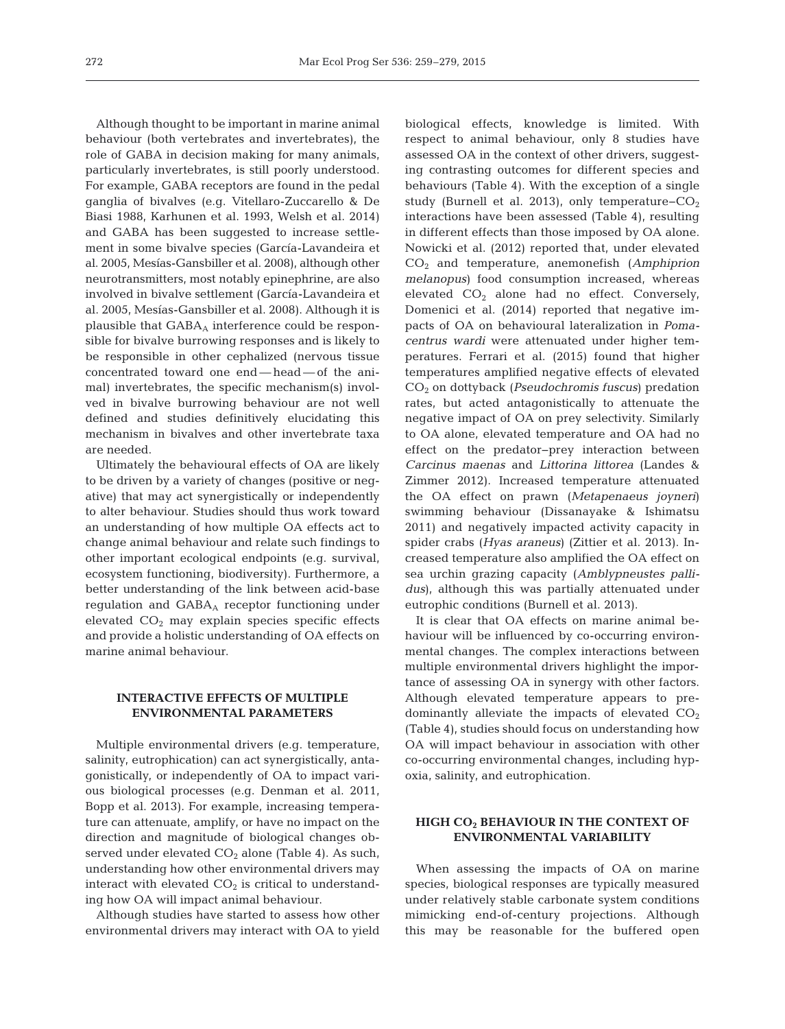Although thought to be important in marine animal behaviour (both vertebrates and invertebrates), the role of GABA in decision making for many animals, particularly invertebrates, is still poorly understood. For example, GABA receptors are found in the pedal ganglia of bivalves (e.g. Vitellaro-Zuccarello & De Biasi 1988, Karhunen et al. 1993, Welsh et al. 2014) and GABA has been suggested to increase settlement in some bivalve species (García-Lavandeira et al. 2005, Mesías-Gansbiller et al. 2008), although other neurotransmitters, most notably epinephrine, are also involved in bivalve settlement (García-Lavandeira et al. 2005, Mesías-Gansbiller et al. 2008). Although it is plausible that $GABA_A$ interference could be responsible for bivalve burrowing responses and is likely to be responsible in other cephalized (nervous tissue concentrated toward one end — head — of the animal) invertebrates, the specific mechanism(s) involved in bivalve burrowing behaviour are not well defined and studies definitively elucidating this mechanism in bivalves and other invertebrate taxa are needed.

Ultimately the behavioural effects of OA are likely to be driven by a variety of changes (positive or negative) that may act synergistically or independently to alter behaviour. Studies should thus work toward an understanding of how multiple OA effects act to change animal behaviour and relate such findings to other important ecological endpoints (e.g. survival, ecosystem functioning, biodiversity). Furthermore, a better understanding of the link between acid-base regulation and $GABA_A$ receptor functioning under elevated $CO_2$ may explain species specific effects and provide a holistic understanding of OA effects on marine animal behaviour.

## INTERACTIVE EFFECTS OF MULTIPLE ENVIRONMENTAL PARAMETERS

Multiple environmental drivers (e.g. temperature, salinity, eutrophication) can act synergistically, antagonistically, or independently of OA to impact various biological processes (e.g. Denman et al. 2011, Bopp et al. 2013). For example, increasing temperature can attenuate, amplify, or have no impact on the direction and magnitude of biological changes observed under elevated $CO_2$ alone (Table 4). As such, understanding how other environmental drivers may interact with elevated $CO_2$ is critical to understanding how OA will impact animal behaviour.

Although studies have started to assess how other environmental drivers may interact with OA to yield biological effects, knowledge is limited. With respect to animal behaviour, only 8 studies have assessed OA in the context of other drivers, suggesting contrasting outcomes for different species and behaviours (Table 4). With the exception of a single study (Burnell et al. 2013), only temperature–$CO_2$ interactions have been assessed (Table 4), resulting in different effects than those imposed by OA alone. Nowicki et al. (2012) reported that, under elevated $CO_2$ and temperature, anemonefish (*Amphiprion melanopus*) food consumption increased, whereas elevated $CO_2$ alone had no effect. Conversely, Domenici et al. (2014) reported that negative impacts of OA on behavioural lateralization in *Pomacentrus wardi* were attenuated under higher temperatures. Ferrari et al. (2015) found that higher temperatures amplified negative effects of elevated $CO_2$ on dottyback (*Pseudochromis fuscus*) predation rates, but acted antagonistically to attenuate the negative impact of OA on prey selectivity. Similarly to OA alone, elevated temperature and OA had no effect on the predator–prey interaction between *Carcinus maenas* and *Littorina littorea* (Landes & Zimmer 2012). Increased temperature attenuated the OA effect on prawn (*Metapenaeus joyneri*) swimming behaviour (Dissanayake & Ishimatsu 2011) and negatively impacted activity capacity in spider crabs (*Hyas araneus*) (Zittier et al. 2013). Increased temperature also amplified the OA effect on sea urchin grazing capacity (*Amblypneustes pallidus*), although this was partially attenuated under eutrophic conditions (Burnell et al. 2013).

It is clear that OA effects on marine animal behaviour will be influenced by co-occurring environmental changes. The complex interactions between multiple environmental drivers highlight the importance of assessing OA in synergy with other factors. Although elevated temperature appears to predominantly alleviate the impacts of elevated $CO_2$ (Table 4), studies should focus on understanding how OA will impact behaviour in association with other co-occurring environmental changes, including hypoxia, salinity, and eutrophication.

## HIGH $CO_2$ BEHAVIOUR IN THE CONTEXT OF ENVIRONMENTAL VARIABILITY

When assessing the impacts of OA on marine species, biological responses are typically measured under relatively stable carbonate system conditions mimicking end-of-century projections. Although this may be reasonable for the buffered open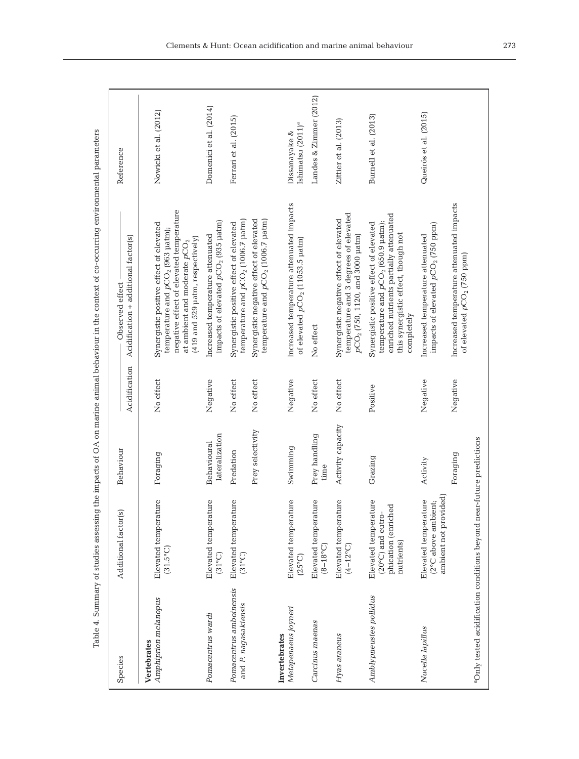Table 4. Summary of studies assessing the impacts of OA on marine animal behaviour in the context of co-occurring environmental parameters

| Species | Additional factor(s) | Behaviour | Observed effect | | Reference |
|---|---|---|---|---|---|
| | | | Acidification | Acidification + additional factor(s) | |
| **Vertebrates** | | | | | |
| *Amphiprion melanopus* | Elevated temperature (31.5°C) | Foraging | No effect | Synergistic positive effect of elevated temperature and $pCO_2$ (963 µatm); negative effect of elevated temperature at ambient and moderate $pCO_2$ (419 and 529 µatm, respectively) | Nowicki et al. (2012) |
| *Pomacentrus wardi* | Elevated temperature (31°C) | Behavioural lateralization | Negative | Increased temperature attenuated impacts of elevated $pCO_2$ (935 µatm) | Domenici et al. (2014) |
| *Pomacentrus amboinensis* and *P. nagasakiensis* | Elevated temperature (31°C) | Predation | No effect | Synergistic positive effect of elevated temperature and $pCO_2$ (1006.7 µatm) | Ferrari et al. (2015) |
| | | Prey selectivity | No effect | Synergistic negative effect of elevated temperature and $pCO_2$ (1006.7 µatm) | |
| **Invertebrates** | | | | | |
| *Metapenaeus joyneri* | Elevated temperature (25°C) | Swimming | Negative | Increased temperature attenuated impacts of elevated $pCO_2$ (11053.5 µatm) | Dissanayake & Ishimatsu (2011)[a] |
| *Carcinus maenas* | Elevated temperature (8–18°C) | Prey handling time | No effect | No effect | Landes & Zimmer (2012) |
| *Hyas araneus* | Elevated temperature (4–12°C) | Activity capacity | No effect | Synergistic negative effect of elevated temperature and 3 degrees of elevated $pCO_2$ (750, 1120, and 3000 µatm) | Zittier et al. (2013) |
| *Amblypneustes pallidus* | Elevated temperature (20°C) and eutrophication (enriched nutrients) | Grazing | Positive | Synergistic positive effect of elevated temperature and $pCO_2$ (650.9 µatm); enriched nutrients partially attenuated this synergistic effect, though not completely | Burnell et al. (2013) |
| *Nucella lapillus* | Elevated temperature (2°C above ambient; ambient not provided) | Activity | Negative | Increased temperature attenuated impacts of elevated $pCO_2$ (750 ppm) | Queirós et al. (2015) |
| | | Foraging | Negative | Increased temperature attenuated impacts of elevated $pCO_2$ (750 ppm) | |

[a]Only tested acidification conditions beyond near-future predictions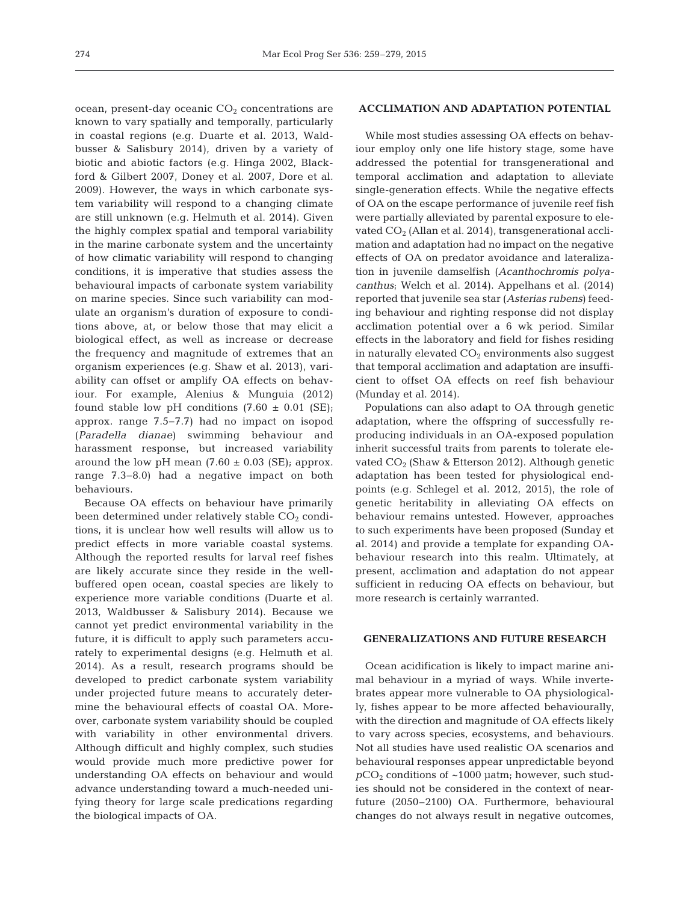ocean, present-day oceanic $CO_2$ concentrations are known to vary spatially and temporally, particularly in coastal regions (e.g. Duarte et al. 2013, Waldbusser & Salisbury 2014), driven by a variety of biotic and abiotic factors (e.g. Hinga 2002, Blackford & Gilbert 2007, Doney et al. 2007, Dore et al. 2009). However, the ways in which carbonate system variability will respond to a changing climate are still unknown (e.g. Helmuth et al. 2014). Given the highly complex spatial and temporal variability in the marine carbonate system and the uncertainty of how climatic variability will respond to changing conditions, it is imperative that studies assess the behavioural impacts of carbonate system variability on marine species. Since such variability can modulate an organism's duration of exposure to conditions above, at, or below those that may elicit a biological effect, as well as increase or decrease the frequency and magnitude of extremes that an organism experiences (e.g. Shaw et al. 2013), variability can offset or amplify OA effects on behaviour. For example, Alenius & Munguia (2012) found stable low pH conditions (7.60 ± 0.01 (SE); approx. range 7.5–7.7) had no impact on isopod (*Paradella dianae*) swimming behaviour and harassment response, but increased variability around the low pH mean (7.60 ± 0.03 (SE); approx. range 7.3–8.0) had a negative impact on both behaviours.

Because OA effects on behaviour have primarily been determined under relatively stable $CO_2$ conditions, it is unclear how well results will allow us to predict effects in more variable coastal systems. Although the reported results for larval reef fishes are likely accurate since they reside in the well-buffered open ocean, coastal species are likely to experience more variable conditions (Duarte et al. 2013, Waldbusser & Salisbury 2014). Because we cannot yet predict environmental variability in the future, it is difficult to apply such parameters accurately to experimental designs (e.g. Helmuth et al. 2014). As a result, research programs should be developed to predict carbonate system variability under projected future means to accurately determine the behavioural effects of coastal OA. Moreover, carbonate system variability should be coupled with variability in other environmental drivers. Although difficult and highly complex, such studies would provide much more predictive power for understanding OA effects on behaviour and would advance understanding toward a much-needed unifying theory for large scale predications regarding the biological impacts of OA.

## ACCLIMATION AND ADAPTATION POTENTIAL

While most studies assessing OA effects on behaviour employ only one life history stage, some have addressed the potential for transgenerational and temporal acclimation and adaptation to alleviate single-generation effects. While the negative effects of OA on the escape performance of juvenile reef fish were partially alleviated by parental exposure to elevated $CO_2$ (Allan et al. 2014), transgenerational acclimation and adaptation had no impact on the negative effects of OA on predator avoidance and lateralization in juvenile damselfish (*Acanthochromis polyacanthus*; Welch et al. 2014). Appelhans et al. (2014) reported that juvenile sea star (*Asterias rubens*) feeding behaviour and righting response did not display acclimation potential over a 6 wk period. Similar effects in the laboratory and field for fishes residing in naturally elevated $CO_2$ environments also suggest that temporal acclimation and adaptation are insufficient to offset OA effects on reef fish behaviour (Munday et al. 2014).

Populations can also adapt to OA through genetic adaptation, where the offspring of successfully reproducing individuals in an OA-exposed population inherit successful traits from parents to tolerate elevated $CO_2$ (Shaw & Etterson 2012). Although genetic adaptation has been tested for physiological endpoints (e.g. Schlegel et al. 2012, 2015), the role of genetic heritability in alleviating OA effects on behaviour remains untested. However, approaches to such experiments have been proposed (Sunday et al. 2014) and provide a template for expanding OA-behaviour research into this realm. Ultimately, at present, acclimation and adaptation do not appear sufficient in reducing OA effects on behaviour, but more research is certainly warranted.

## GENERALIZATIONS AND FUTURE RESEARCH

Ocean acidification is likely to impact marine animal behaviour in a myriad of ways. While invertebrates appear more vulnerable to OA physiologically, fishes appear to be more affected behaviourally, with the direction and magnitude of OA effects likely to vary across species, ecosystems, and behaviours. Not all studies have used realistic OA scenarios and behavioural responses appear unpredictable beyond $pCO_2$ conditions of ~1000 µatm; however, such studies should not be considered in the context of near-future (2050–2100) OA. Furthermore, behavioural changes do not always result in negative outcomes,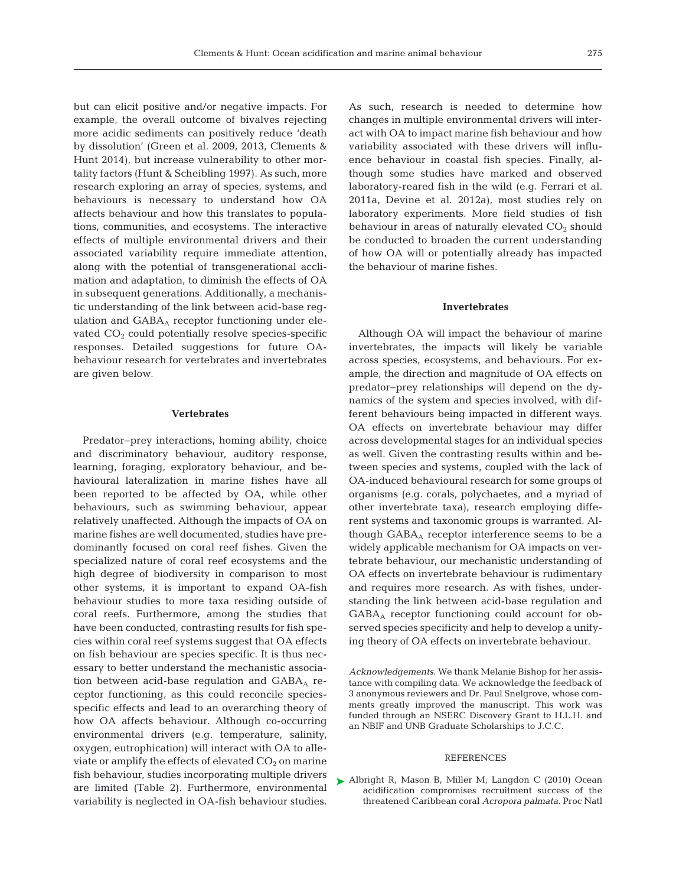but can elicit positive and/or negative impacts. For example, the overall outcome of bivalves rejecting more acidic sediments can positively reduce 'death by dissolution' (Green et al. 2009, 2013, Clements & Hunt 2014), but increase vulnerability to other mortality factors (Hunt & Scheibling 1997). As such, more research exploring an array of species, systems, and behaviours is necessary to understand how OA affects behaviour and how this translates to populations, communities, and ecosystems. The interactive effects of multiple environmental drivers and their associated variability require immediate attention, along with the potential of transgenerational acclimation and adaptation, to diminish the effects of OA in subsequent generations. Additionally, a mechanistic understanding of the link between acid-base regulation and $GABA_A$ receptor functioning under elevated $CO_2$ could potentially resolve species-specific responses. Detailed suggestions for future OA-behaviour research for vertebrates and invertebrates are given below.

### Vertebrates

Predator–prey interactions, homing ability, choice and discriminatory behaviour, auditory response, learning, foraging, exploratory behaviour, and behavioural lateralization in marine fishes have all been reported to be affected by OA, while other behaviours, such as swimming behaviour, appear relatively unaffected. Although the impacts of OA on marine fishes are well documented, studies have predominantly focused on coral reef fishes. Given the specialized nature of coral reef ecosystems and the high degree of biodiversity in comparison to most other systems, it is important to expand OA-fish behaviour studies to more taxa residing outside of coral reefs. Furthermore, among the studies that have been conducted, contrasting results for fish species within coral reef systems suggest that OA effects on fish behaviour are species specific. It is thus necessary to better understand the mechanistic association between acid-base regulation and $GABA_A$ receptor functioning, as this could reconcile species-specific effects and lead to an overarching theory of how OA affects behaviour. Although co-occurring environmental drivers (e.g. temperature, salinity, oxygen, eutrophication) will interact with OA to alleviate or amplify the effects of elevated $CO_2$ on marine fish behaviour, studies incorporating multiple drivers are limited (Table 2). Furthermore, environmental variability is neglected in OA-fish behaviour studies. As such, research is needed to determine how changes in multiple environmental drivers will interact with OA to impact marine fish behaviour and how variability associated with these drivers will influence behaviour in coastal fish species. Finally, although some studies have marked and observed laboratory-reared fish in the wild (e.g. Ferrari et al. 2011a, Devine et al. 2012a), most studies rely on laboratory experiments. More field studies of fish behaviour in areas of naturally elevated $CO_2$ should be conducted to broaden the current understanding of how OA will or potentially already has impacted the behaviour of marine fishes.

### Invertebrates

Although OA will impact the behaviour of marine invertebrates, the impacts will likely be variable across species, ecosystems, and behaviours. For example, the direction and magnitude of OA effects on predator–prey relationships will depend on the dynamics of the system and species involved, with different behaviours being impacted in different ways. OA effects on invertebrate behaviour may differ across developmental stages for an individual species as well. Given the contrasting results within and between species and systems, coupled with the lack of OA-induced behavioural research for some groups of organisms (e.g. corals, polychaetes, and a myriad of other invertebrate taxa), research employing different systems and taxonomic groups is warranted. Although $GABA_A$ receptor interference seems to be a widely applicable mechanism for OA impacts on vertebrate behaviour, our mechanistic understanding of OA effects on invertebrate behaviour is rudimentary and requires more research. As with fishes, understanding the link between acid-base regulation and $GABA_A$ receptor functioning could account for observed species specificity and help to develop a unifying theory of OA effects on invertebrate behaviour.

*Acknowledgements.* We thank Melanie Bishop for her assistance with compiling data. We acknowledge the feedback of 3 anonymous reviewers and Dr. Paul Snelgrove, whose comments greatly improved the manuscript. This work was funded through an NSERC Discovery Grant to H.L.H. and an NBIF and UNB Graduate Scholarships to J.C.C.

## REFERENCES

Albright R, Mason B, Miller M, Langdon C (2010) Ocean acidification compromises recruitment success of the threatened Caribbean coral *Acropora palmata*. Proc Natl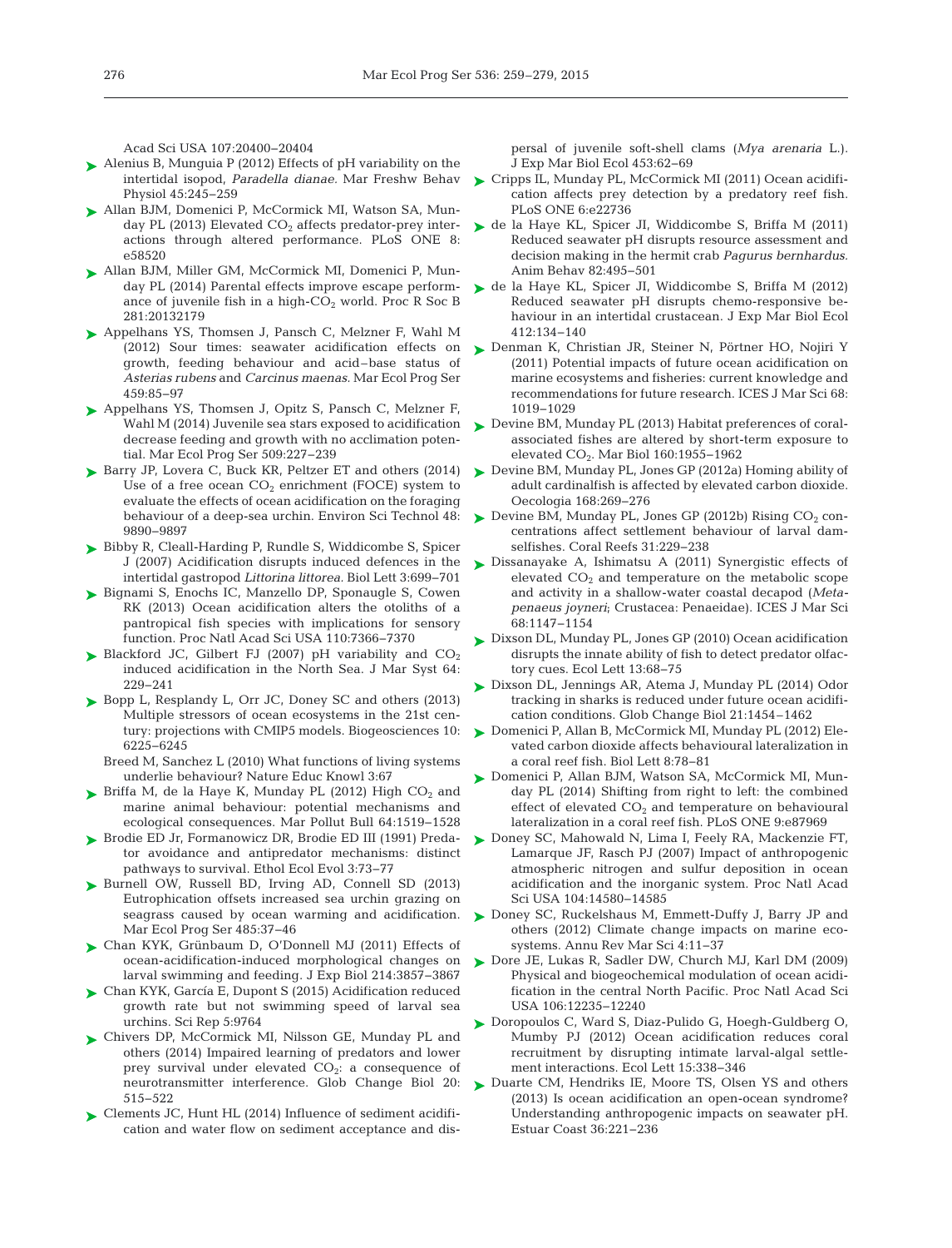Acad Sci USA 107:20400–20404

Alenius B, Munguia P (2012) Effects of pH variability on the intertidal isopod, *Paradella dianae.* Mar Freshw Behav Physiol 45:245–259

Allan BJM, Domenici P, McCormick MI, Watson SA, Munday PL (2013) Elevated $CO_2$ affects predator-prey interactions through altered performance. PLoS ONE 8: e58520

Allan BJM, Miller GM, McCormick MI, Domenici P, Munday PL (2014) Parental effects improve escape performance of juvenile fish in a high-$CO_2$ world. Proc R Soc B 281:20132179

Appelhans YS, Thomsen J, Pansch C, Melzner F, Wahl M (2012) Sour times: seawater acidification effects on growth, feeding behaviour and acid–base status of *Asterias rubens* and *Carcinus maenas.* Mar Ecol Prog Ser 459:85–97

Appelhans YS, Thomsen J, Opitz S, Pansch C, Melzner F, Wahl M (2014) Juvenile sea stars exposed to acidification decrease feeding and growth with no acclimation potential. Mar Ecol Prog Ser 509:227–239

Barry JP, Lovera C, Buck KR, Peltzer ET and others (2014) Use of a free ocean $CO_2$ enrichment (FOCE) system to evaluate the effects of ocean acidification on the foraging behaviour of a deep-sea urchin. Environ Sci Technol 48: 9890–9897

Bibby R, Cleall-Harding P, Rundle S, Widdicombe S, Spicer J (2007) Acidification disrupts induced defences in the intertidal gastropod *Littorina littorea.* Biol Lett 3:699–701

Bignami S, Enochs IC, Manzello DP, Sponaugle S, Cowen RK (2013) Ocean acidification alters the otoliths of a pantropical fish species with implications for sensory function. Proc Natl Acad Sci USA 110:7366–7370

Blackford JC, Gilbert FJ (2007) pH variability and $CO_2$ induced acidification in the North Sea. J Mar Syst 64: 229–241

Bopp L, Resplandy L, Orr JC, Doney SC and others (2013) Multiple stressors of ocean ecosystems in the 21st century: projections with CMIP5 models. Biogeosciences 10: 6225–6245

Breed M, Sanchez L (2010) What functions of living systems underlie behaviour? Nature Educ Knowl 3:67

Briffa M, de la Haye K, Munday PL (2012) High $CO_2$ and marine animal behaviour: potential mechanisms and ecological consequences. Mar Pollut Bull 64:1519–1528

Brodie ED Jr, Formanowicz DR, Brodie ED III (1991) Predator avoidance and antipredator mechanisms: distinct pathways to survival. Ethol Ecol Evol 3:73–77

Burnell OW, Russell BD, Irving AD, Connell SD (2013) Eutrophication offsets increased sea urchin grazing on seagrass caused by ocean warming and acidification. Mar Ecol Prog Ser 485:37–46

Chan KYK, Grünbaum D, O'Donnell MJ (2011) Effects of ocean-acidification-induced morphological changes on larval swimming and feeding. J Exp Biol 214:3857–3867

Chan KYK, García E, Dupont S (2015) Acidification reduced growth rate but not swimming speed of larval sea urchins. Sci Rep 5:9764

Chivers DP, McCormick MI, Nilsson GE, Munday PL and others (2014) Impaired learning of predators and lower prey survival under elevated $CO_2$: a consequence of neurotransmitter interference. Glob Change Biol 20: 515–522

Clements JC, Hunt HL (2014) Influence of sediment acidification and water flow on sediment acceptance and dispersal of juvenile soft-shell clams (*Mya arenaria* L.). J Exp Mar Biol Ecol 453:62–69

Cripps IL, Munday PL, McCormick MI (2011) Ocean acidification affects prey detection by a predatory reef fish. PLoS ONE 6:e22736

de la Haye KL, Spicer JI, Widdicombe S, Briffa M (2011) Reduced seawater pH disrupts resource assessment and decision making in the hermit crab *Pagurus bernhardus.* Anim Behav 82:495–501

de la Haye KL, Spicer JI, Widdicombe S, Briffa M (2012) Reduced seawater pH disrupts chemo-responsive behaviour in an intertidal crustacean. J Exp Mar Biol Ecol 412:134–140

Denman K, Christian JR, Steiner N, Pörtner HO, Nojiri Y (2011) Potential impacts of future ocean acidification on marine ecosystems and fisheries: current knowledge and recommendations for future research. ICES J Mar Sci 68: 1019–1029

Devine BM, Munday PL (2013) Habitat preferences of coral-associated fishes are altered by short-term exposure to elevated $CO_2$. Mar Biol 160:1955–1962

Devine BM, Munday PL, Jones GP (2012a) Homing ability of adult cardinalfish is affected by elevated carbon dioxide. Oecologia 168:269–276

Devine BM, Munday PL, Jones GP (2012b) Rising $CO_2$ concentrations affect settlement behaviour of larval damselfishes. Coral Reefs 31:229–238

Dissanayake A, Ishimatsu A (2011) Synergistic effects of elevated $CO_2$ and temperature on the metabolic scope and activity in a shallow-water coastal decapod (*Metapenaeus joyneri*; Crustacea: Penaeidae). ICES J Mar Sci 68:1147–1154

Dixson DL, Munday PL, Jones GP (2010) Ocean acidification disrupts the innate ability of fish to detect predator olfactory cues. Ecol Lett 13:68–75

Dixson DL, Jennings AR, Atema J, Munday PL (2014) Odor tracking in sharks is reduced under future ocean acidification conditions. Glob Change Biol 21:1454–1462

Domenici P, Allan B, McCormick MI, Munday PL (2012) Elevated carbon dioxide affects behavioural lateralization in a coral reef fish. Biol Lett 8:78–81

Domenici P, Allan BJM, Watson SA, McCormick MI, Munday PL (2014) Shifting from right to left: the combined effect of elevated $CO_2$ and temperature on behavioural lateralization in a coral reef fish. PLoS ONE 9:e87969

Doney SC, Mahowald N, Lima I, Feely RA, Mackenzie FT, Lamarque JF, Rasch PJ (2007) Impact of anthropogenic atmospheric nitrogen and sulfur deposition in ocean acidification and the inorganic system. Proc Natl Acad Sci USA 104:14580–14585

Doney SC, Ruckelshaus M, Emmett-Duffy J, Barry JP and others (2012) Climate change impacts on marine ecosystems. Annu Rev Mar Sci 4:11–37

Dore JE, Lukas R, Sadler DW, Church MJ, Karl DM (2009) Physical and biogeochemical modulation of ocean acidification in the central North Pacific. Proc Natl Acad Sci USA 106:12235–12240

Doropoulos C, Ward S, Diaz-Pulido G, Hoegh-Guldberg O, Mumby PJ (2012) Ocean acidification reduces coral recruitment by disrupting intimate larval-algal settlement interactions. Ecol Lett 15:338–346

Duarte CM, Hendriks IE, Moore TS, Olsen YS and others (2013) Is ocean acidification an open-ocean syndrome? Understanding anthropogenic impacts on seawater pH. Estuar Coast 36:221–236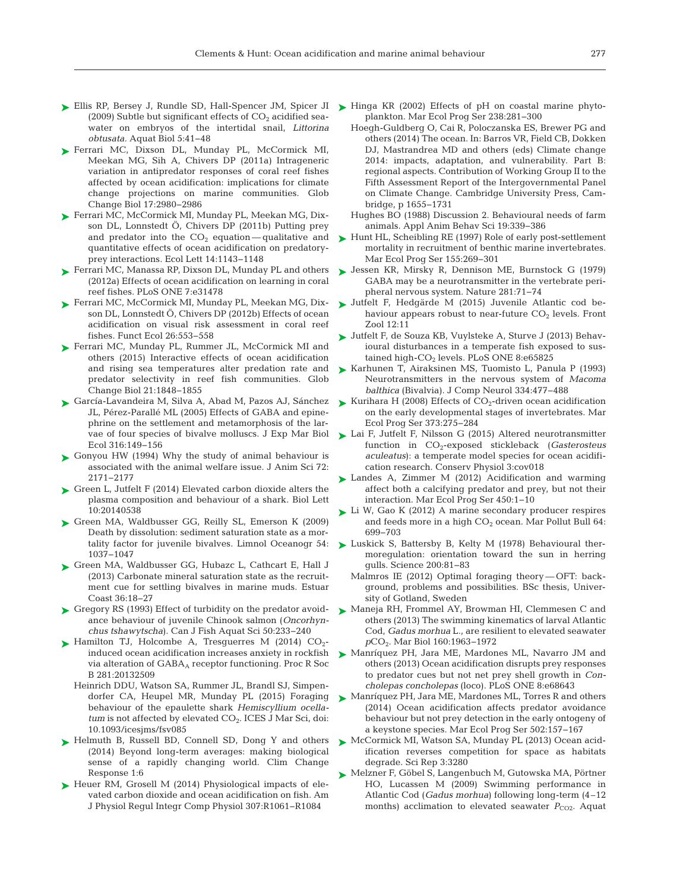- Ellis RP, Bersey J, Rundle SD, Hall-Spencer JM, Spicer JI (2009) Subtle but significant effects of $CO_2$ acidified seawater on embryos of the intertidal snail, *Littorina obtusata*. Aquat Biol 5:41−48
- Ferrari MC, Dixson DL, Munday PL, McCormick MI, Meekan MG, Sih A, Chivers DP (2011a) Intrageneric variation in antipredator responses of coral reef fishes affected by ocean acidification: implications for climate change projections on marine communities. Glob Change Biol 17:2980−2986
- Ferrari MC, McCormick MI, Munday PL, Meekan MG, Dixson DL, Lonnstedt Ö, Chivers DP (2011b) Putting prey and predator into the $CO_2$ equation — qualitative and quantitative effects of ocean acidification on predatory-prey interactions. Ecol Lett 14:1143−1148
- Ferrari MC, Manassa RP, Dixson DL, Munday PL and others (2012a) Effects of ocean acidification on learning in coral reef fishes. PLoS ONE 7:e31478
- Ferrari MC, McCormick MI, Munday PL, Meekan MG, Dixson DL, Lonnstedt Ö, Chivers DP (2012b) Effects of ocean acidification on visual risk assessment in coral reef fishes. Funct Ecol 26:553−558
- Ferrari MC, Munday PL, Rummer JL, McCormick MI and others (2015) Interactive effects of ocean acidification and rising sea temperatures alter predation rate and predator selectivity in reef fish communities. Glob Change Biol 21:1848−1855
- García-Lavandeira M, Silva A, Abad M, Pazos AJ, Sánchez JL, Pérez-Parallé ML (2005) Effects of GABA and epinephrine on the settlement and metamorphosis of the larvae of four species of bivalve molluscs. J Exp Mar Biol Ecol 316:149−156
- Gonyou HW (1994) Why the study of animal behaviour is associated with the animal welfare issue. J Anim Sci 72: 2171−2177
- Green L, Jutfelt F (2014) Elevated carbon dioxide alters the plasma composition and behaviour of a shark. Biol Lett 10:20140538
- Green MA, Waldbusser GG, Reilly SL, Emerson K (2009) Death by dissolution: sediment saturation state as a mortality factor for juvenile bivalves. Limnol Oceanogr 54: 1037−1047
- Green MA, Waldbusser GG, Hubazc L, Cathcart E, Hall J (2013) Carbonate mineral saturation state as the recruitment cue for settling bivalves in marine muds. Estuar Coast 36:18−27
- Gregory RS (1993) Effect of turbidity on the predator avoidance behaviour of juvenile Chinook salmon (*Oncorhynchus tshawytscha*). Can J Fish Aquat Sci 50:233−240
- Hamilton TJ, Holcombe A, Tresguerres M (2014) $CO_2$-induced ocean acidification increases anxiety in rockfish via alteration of $GABA_A$ receptor functioning. Proc R Soc B 281:20132509
- Heinrich DDU, Watson SA, Rummer JL, Brandl SJ, Simpendorfer CA, Heupel MR, Munday PL (2015) Foraging behaviour of the epaulette shark *Hemiscyllium ocellatum* is not affected by elevated $CO_2$. ICES J Mar Sci, doi: 10.1093/icesjms/fsv085
- Helmuth B, Russell BD, Connell SD, Dong Y and others (2014) Beyond long-term averages: making biological sense of a rapidly changing world. Clim Change Response 1:6
- Heuer RM, Grosell M (2014) Physiological impacts of elevated carbon dioxide and ocean acidification on fish. Am J Physiol Regul Integr Comp Physiol 307:R1061−R1084
- Hinga KR (2002) Effects of pH on coastal marine phytoplankton. Mar Ecol Prog Ser 238:281−300
- Hoegh-Guldberg O, Cai R, Poloczanska ES, Brewer PG and others (2014) The ocean. In: Barros VR, Field CB, Dokken DJ, Mastrandrea MD and others (eds) Climate change 2014: impacts, adaptation, and vulnerability. Part B: regional aspects. Contribution of Working Group II to the Fifth Assessment Report of the Intergovernmental Panel on Climate Change. Cambridge University Press, Cambridge, p 1655−1731
- Hughes BO (1988) Discussion 2. Behavioural needs of farm animals. Appl Anim Behav Sci 19:339−386
- Hunt HL, Scheibling RE (1997) Role of early post-settlement mortality in recruitment of benthic marine invertebrates. Mar Ecol Prog Ser 155:269−301
- Jessen KR, Mirsky R, Dennison ME, Burnstock G (1979) GABA may be a neurotransmitter in the vertebrate peripheral nervous system. Nature 281:71−74
- Jutfelt F, Hedgärde M (2015) Juvenile Atlantic cod behaviour appears robust to near-future $CO_2$ levels. Front Zool 12:11
- Jutfelt F, de Souza KB, Vuylsteke A, Sturve J (2013) Behavioural disturbances in a temperate fish exposed to sustained high-$CO_2$ levels. PLoS ONE 8:e65825
- Karhunen T, Airaksinen MS, Tuomisto L, Panula P (1993) Neurotransmitters in the nervous system of *Macoma balthica* (Bivalvia). J Comp Neurol 334:477−488
- Kurihara H (2008) Effects of $CO_2$-driven ocean acidification on the early developmental stages of invertebrates. Mar Ecol Prog Ser 373:275−284
- Lai F, Jutfelt F, Nilsson G (2015) Altered neurotransmitter function in $CO_2$-exposed stickleback (*Gasterosteus aculeatus*): a temperate model species for ocean acidification research. Conserv Physiol 3:cov018
- Landes A, Zimmer M (2012) Acidification and warming affect both a calcifying predator and prey, but not their interaction. Mar Ecol Prog Ser 450:1−10
- Li W, Gao K (2012) A marine secondary producer respires and feeds more in a high $CO_2$ ocean. Mar Pollut Bull 64: 699−703
- Luskick S, Battersby B, Kelty M (1978) Behavioural thermoregulation: orientation toward the sun in herring gulls. Science 200:81−83
- Malmros IE (2012) Optimal foraging theory — OFT: background, problems and possibilities. BSc thesis, University of Gotland, Sweden
- Maneja RH, Frommel AY, Browman HI, Clemmesen C and others (2013) The swimming kinematics of larval Atlantic Cod, *Gadus morhua* L., are resilient to elevated seawater $pCO_2$. Mar Biol 160:1963−1972
- Manríquez PH, Jara ME, Mardones ML, Navarro JM and others (2013) Ocean acidification disrupts prey responses to predator cues but not net prey shell growth in *Concholepas concholepas* (loco). PLoS ONE 8:e68643
- Manríquez PH, Jara ME, Mardones ML, Torres R and others (2014) Ocean acidification affects predator avoidance behaviour but not prey detection in the early ontogeny of a keystone species. Mar Ecol Prog Ser 502:157−167
- McCormick MI, Watson SA, Munday PL (2013) Ocean acidification reverses competition for space as habitats degrade. Sci Rep 3:3280
- Melzner F, Göbel S, Langenbuch M, Gutowska MA, Pörtner HO, Lucassen M (2009) Swimming performance in Atlantic Cod (*Gadus morhua*) following long-term (4−12 months) acclimation to elevated seawater $P_{CO_2}$. Aquat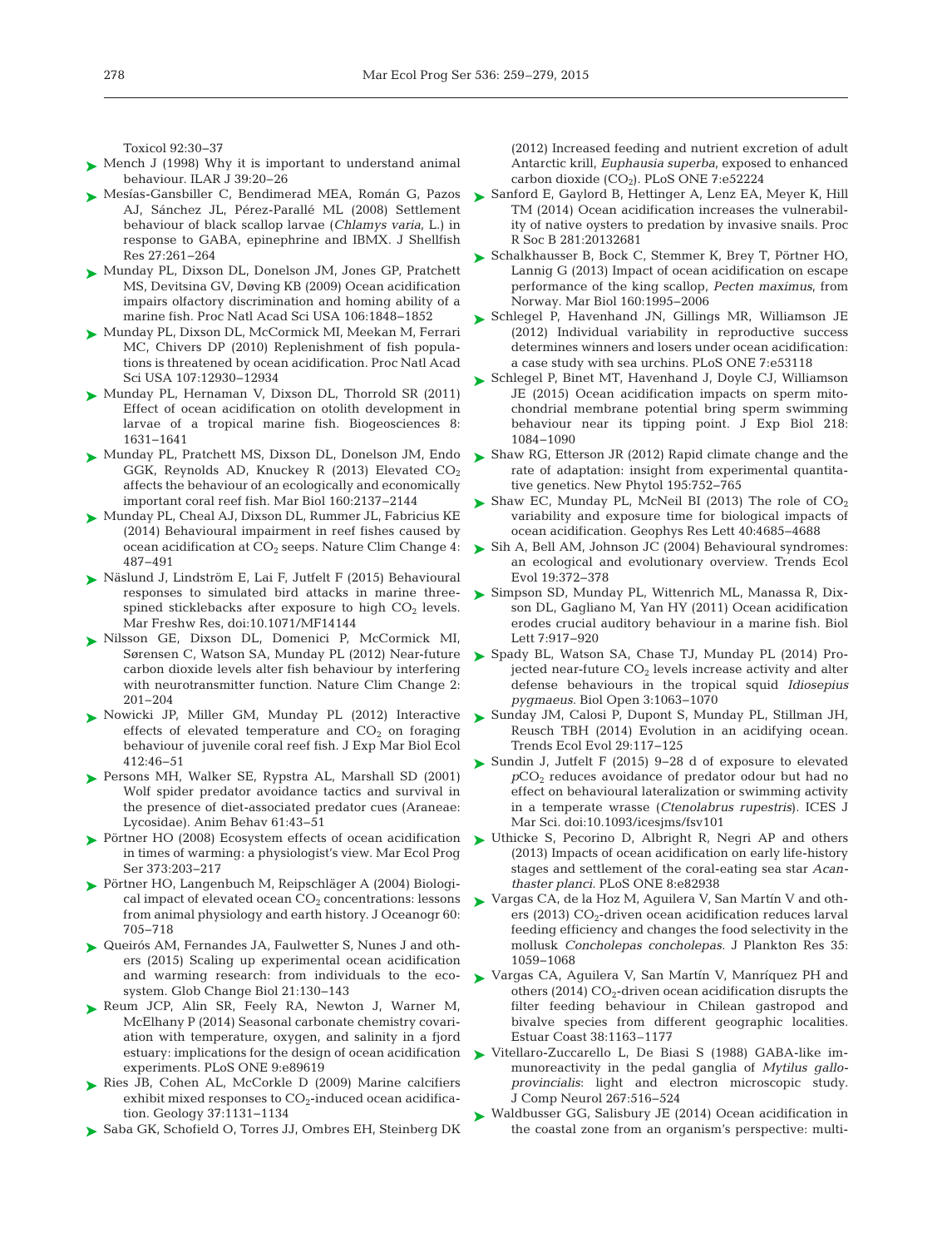Toxicol 92:30–37

Mench J (1998) Why it is important to understand animal behaviour. ILAR J 39:20–26

Mesías-Gansbiller C, Bendimerad MEA, Román G, Pazos AJ, Sánchez JL, Pérez-Parallé ML (2008) Settlement behaviour of black scallop larvae (*Chlamys varia*, L.) in response to GABA, epinephrine and IBMX. J Shellfish Res 27:261–264

Munday PL, Dixson DL, Donelson JM, Jones GP, Pratchett MS, Devitsina GV, Døving KB (2009) Ocean acidification impairs olfactory discrimination and homing ability of a marine fish. Proc Natl Acad Sci USA 106:1848–1852

Munday PL, Dixson DL, McCormick MI, Meekan M, Ferrari MC, Chivers DP (2010) Replenishment of fish populations is threatened by ocean acidification. Proc Natl Acad Sci USA 107:12930–12934

Munday PL, Hernaman V, Dixson DL, Thorrold SR (2011) Effect of ocean acidification on otolith development in larvae of a tropical marine fish. Biogeosciences 8: 1631–1641

Munday PL, Pratchett MS, Dixson DL, Donelson JM, Endo GGK, Reynolds AD, Knuckey R (2013) Elevated $CO_2$ affects the behaviour of an ecologically and economically important coral reef fish. Mar Biol 160:2137–2144

Munday PL, Cheal AJ, Dixson DL, Rummer JL, Fabricius KE (2014) Behavioural impairment in reef fishes caused by ocean acidification at $CO_2$ seeps. Nature Clim Change 4: 487–491

Näslund J, Lindström E, Lai F, Jutfelt F (2015) Behavioural responses to simulated bird attacks in marine three-spined sticklebacks after exposure to high $CO_2$ levels. Mar Freshw Res, doi:10.1071/MF14144

Nilsson GE, Dixson DL, Domenici P, McCormick MI, Sørensen C, Watson SA, Munday PL (2012) Near-future carbon dioxide levels alter fish behaviour by interfering with neurotransmitter function. Nature Clim Change 2: 201–204

Nowicki JP, Miller GM, Munday PL (2012) Interactive effects of elevated temperature and $CO_2$ on foraging behaviour of juvenile coral reef fish. J Exp Mar Biol Ecol 412:46–51

Persons MH, Walker SE, Rypstra AL, Marshall SD (2001) Wolf spider predator avoidance tactics and survival in the presence of diet-associated predator cues (Araneae: Lycosidae). Anim Behav 61:43–51

Pörtner HO (2008) Ecosystem effects of ocean acidification in times of warming: a physiologist's view. Mar Ecol Prog Ser 373:203–217

Pörtner HO, Langenbuch M, Reipschläger A (2004) Biological impact of elevated ocean $CO_2$ concentrations: lessons from animal physiology and earth history. J Oceanogr 60: 705–718

Queirós AM, Fernandes JA, Faulwetter S, Nunes J and others (2015) Scaling up experimental ocean acidification and warming research: from individuals to the ecosystem. Glob Change Biol 21:130–143

Reum JCP, Alin SR, Feely RA, Newton J, Warner M, McElhany P (2014) Seasonal carbonate chemistry covariation with temperature, oxygen, and salinity in a fjord estuary: implications for the design of ocean acidification experiments. PLoS ONE 9:e89619

Ries JB, Cohen AL, McCorkle D (2009) Marine calcifiers exhibit mixed responses to $CO_2$-induced ocean acidification. Geology 37:1131–1134

Saba GK, Schofield O, Torres JJ, Ombres EH, Steinberg DK (2012) Increased feeding and nutrient excretion of adult Antarctic krill, *Euphausia superba*, exposed to enhanced carbon dioxide ($CO_2$). PLoS ONE 7:e52224

Sanford E, Gaylord B, Hettinger A, Lenz EA, Meyer K, Hill TM (2014) Ocean acidification increases the vulnerability of native oysters to predation by invasive snails. Proc R Soc B 281:20132681

Schalkhausser B, Bock C, Stemmer K, Brey T, Pörtner HO, Lannig G (2013) Impact of ocean acidification on escape performance of the king scallop, *Pecten maximus*, from Norway. Mar Biol 160:1995–2006

Schlegel P, Havenhand JN, Gillings MR, Williamson JE (2012) Individual variability in reproductive success determines winners and losers under ocean acidification: a case study with sea urchins. PLoS ONE 7:e53118

Schlegel P, Binet MT, Havenhand J, Doyle CJ, Williamson JE (2015) Ocean acidification impacts on sperm mitochondrial membrane potential bring sperm swimming behaviour near its tipping point. J Exp Biol 218: 1084–1090

Shaw RG, Etterson JR (2012) Rapid climate change and the rate of adaptation: insight from experimental quantitative genetics. New Phytol 195:752–765

Shaw EC, Munday PL, McNeil BI (2013) The role of $CO_2$ variability and exposure time for biological impacts of ocean acidification. Geophys Res Lett 40:4685–4688

Sih A, Bell AM, Johnson JC (2004) Behavioural syndromes: an ecological and evolutionary overview. Trends Ecol Evol 19:372–378

Simpson SD, Munday PL, Wittenrich ML, Manassa R, Dixson DL, Gagliano M, Yan HY (2011) Ocean acidification erodes crucial auditory behaviour in a marine fish. Biol Lett 7:917–920

Spady BL, Watson SA, Chase TJ, Munday PL (2014) Projected near-future $CO_2$ levels increase activity and alter defense behaviours in the tropical squid *Idiosepius pygmaeus*. Biol Open 3:1063–1070

Sunday JM, Calosi P, Dupont S, Munday PL, Stillman JH, Reusch TBH (2014) Evolution in an acidifying ocean. Trends Ecol Evol 29:117–125

Sundin J, Jutfelt F (2015) 9–28 d of exposure to elevated $pCO_2$ reduces avoidance of predator odour but had no effect on behavioural lateralization or swimming activity in a temperate wrasse (*Ctenolabrus rupestris*). ICES J Mar Sci. doi:10.1093/icesjms/fsv101

Uthicke S, Pecorino D, Albright R, Negri AP and others (2013) Impacts of ocean acidification on early life-history stages and settlement of the coral-eating sea star *Acanthaster planci*. PLoS ONE 8:e82938

Vargas CA, de la Hoz M, Aguilera V, San Martín V and others (2013) $CO_2$-driven ocean acidification reduces larval feeding efficiency and changes the food selectivity in the mollusk *Concholepas concholepas*. J Plankton Res 35: 1059–1068

Vargas CA, Aguilera V, San Martín V, Manríquez PH and others (2014) $CO_2$-driven ocean acidification disrupts the filter feeding behaviour in Chilean gastropod and bivalve species from different geographic localities. Estuar Coast 38:1163–1177

Vitellaro-Zuccarello L, De Biasi S (1988) GABA-like immunoreactivity in the pedal ganglia of *Mytilus galloprovincialis*: light and electron microscopic study. J Comp Neurol 267:516–524

Waldbusser GG, Salisbury JE (2014) Ocean acidification in the coastal zone from an organism's perspective: multi-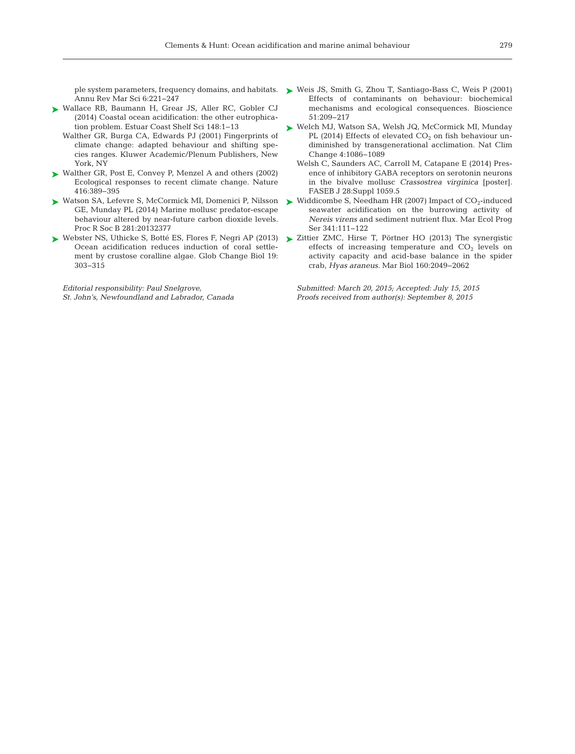ple system parameters, frequency domains, and habitats. Annu Rev Mar Sci 6:221–247

Wallace RB, Baumann H, Grear JS, Aller RC, Gobler CJ (2014) Coastal ocean acidification: the other eutrophication problem. Estuar Coast Shelf Sci 148:1–13

Walther GR, Burga CA, Edwards PJ (2001) Fingerprints of climate change: adapted behaviour and shifting species ranges. Kluwer Academic/Plenum Publishers, New York, NY

Walther GR, Post E, Convey P, Menzel A and others (2002) Ecological responses to recent climate change. Nature 416:389–395

Watson SA, Lefevre S, McCormick MI, Domenici P, Nilsson GE, Munday PL (2014) Marine mollusc predator-escape behaviour altered by near-future carbon dioxide levels. Proc R Soc B 281:20132377

Webster NS, Uthicke S, Botté ES, Flores F, Negri AP (2013) Ocean acidification reduces induction of coral settlement by crustose coralline algae. Glob Change Biol 19: 303–315

Weis JS, Smith G, Zhou T, Santiago-Bass C, Weis P (2001) Effects of contaminants on behaviour: biochemical mechanisms and ecological consequences. Bioscience 51:209–217

Welch MJ, Watson SA, Welsh JQ, McCormick MI, Munday PL (2014) Effects of elevated $CO_2$ on fish behaviour undiminished by transgenerational acclimation. Nat Clim Change 4:1086–1089

Welsh C, Saunders AC, Carroll M, Catapane E (2014) Presence of inhibitory GABA receptors on serotonin neurons in the bivalve mollusc *Crassostrea virginica* [poster]. FASEB J 28:Suppl 1059.5

Widdicombe S, Needham HR (2007) Impact of $CO_2$-induced seawater acidification on the burrowing activity of *Nereis virens* and sediment nutrient flux. Mar Ecol Prog Ser 341:111–122

Zittier ZMC, Hirse T, Pörtner HO (2013) The synergistic effects of increasing temperature and $CO_2$ levels on activity capacity and acid-base balance in the spider crab, *Hyas araneus*. Mar Biol 160:2049–2062

*Editorial responsibility: Paul Snelgrove, St. John's, Newfoundland and Labrador, Canada*

*Submitted: March 20, 2015; Accepted: July 15, 2015*
*Proofs received from author(s): September 8, 2015*